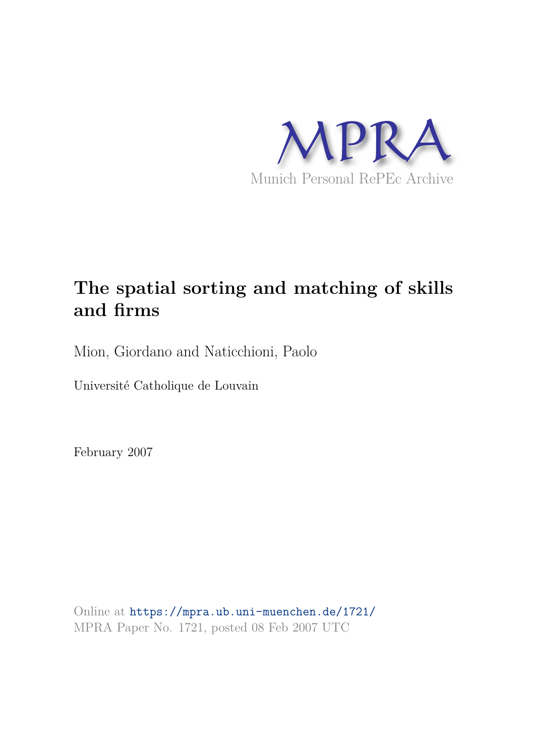MPRA

Munich Personal RePEc Archive

# The spatial sorting and matching of skills and firms

Mion, Giordano and Naticchioni, Paolo

Université Catholique de Louvain

February 2007

Online at https://mpra.ub.uni-muenchen.de/1721/
MPRA Paper No. 1721, posted 08 Feb 2007 UTC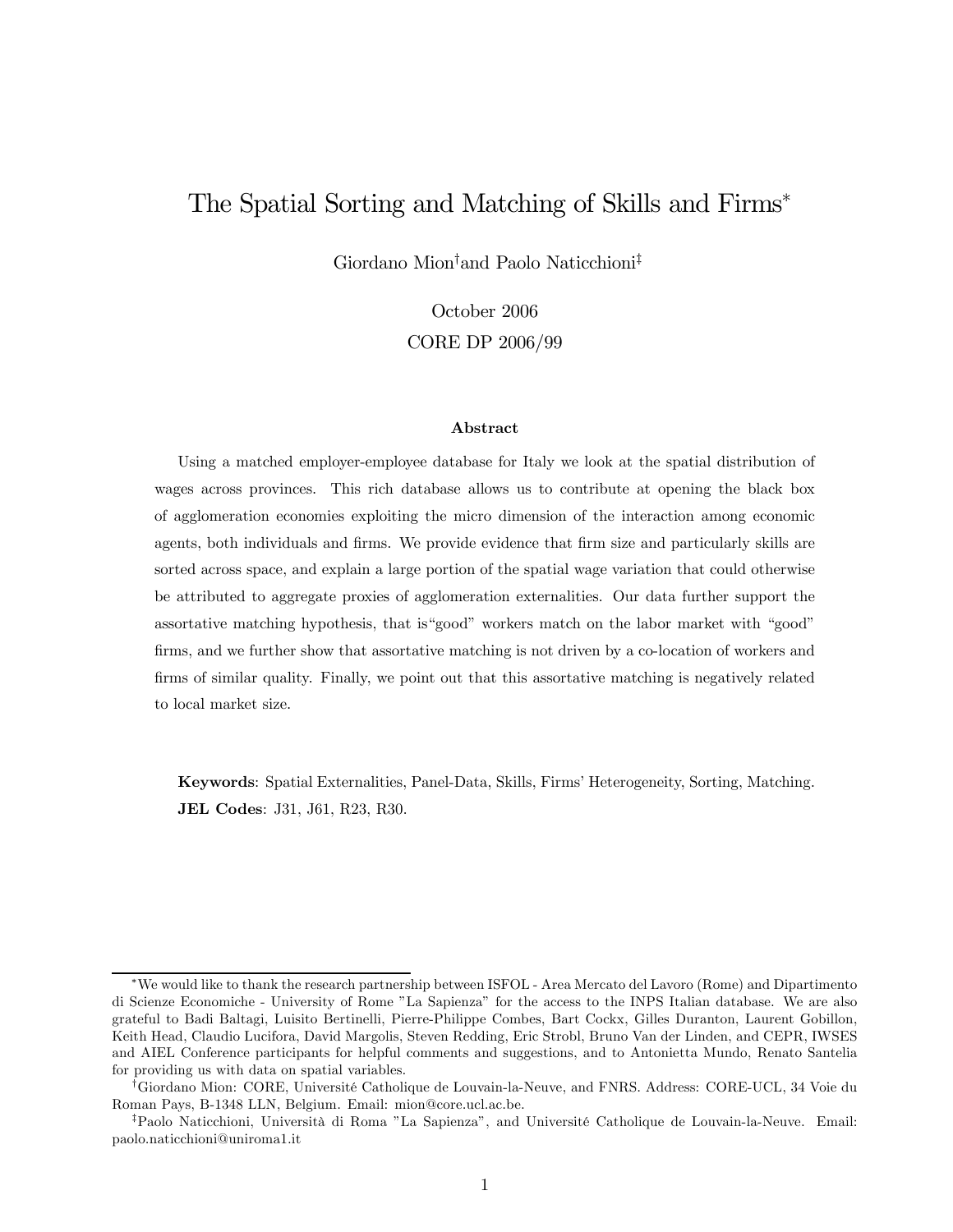# The Spatial Sorting and Matching of Skills and Firms*

Giordano Mion[†] and Paolo Naticchioni[‡]

October 2006

CORE DP 2006/99

### Abstract

Using a matched employer-employee database for Italy we look at the spatial distribution of wages across provinces. This rich database allows us to contribute at opening the black box of agglomeration economies exploiting the micro dimension of the interaction among economic agents, both individuals and firms. We provide evidence that firm size and particularly skills are sorted across space, and explain a large portion of the spatial wage variation that could otherwise be attributed to aggregate proxies of agglomeration externalities. Our data further support the assortative matching hypothesis, that is "good" workers match on the labor market with "good" firms, and we further show that assortative matching is not driven by a co-location of workers and firms of similar quality. Finally, we point out that this assortative matching is negatively related to local market size.

**Keywords**: Spatial Externalities, Panel-Data, Skills, Firms' Heterogeneity, Sorting, Matching.
**JEL Codes**: J31, J61, R23, R30.

---

*We would like to thank the research partnership between ISFOL - Area Mercato del Lavoro (Rome) and Dipartimento di Scienze Economiche - University of Rome "La Sapienza" for the access to the INPS Italian database. We are also grateful to Badi Baltagi, Luisito Bertinelli, Pierre-Philippe Combes, Bart Cockx, Gilles Duranton, Laurent Gobillon, Keith Head, Claudio Lucifora, David Margolis, Steven Redding, Eric Strobl, Bruno Van der Linden, and CEPR, IWSES and AIEL Conference participants for helpful comments and suggestions, and to Antonietta Mundo, Renato Santelia for providing us with data on spatial variables.

[†]Giordano Mion: CORE, Université Catholique de Louvain-la-Neuve, and FNRS. Address: CORE-UCL, 34 Voie du Roman Pays, B-1348 LLN, Belgium. Email: mion@core.ucl.ac.be.

[‡]Paolo Naticchioni, Università di Roma "La Sapienza", and Université Catholique de Louvain-la-Neuve. Email: paolo.naticchioni@uniroma1.it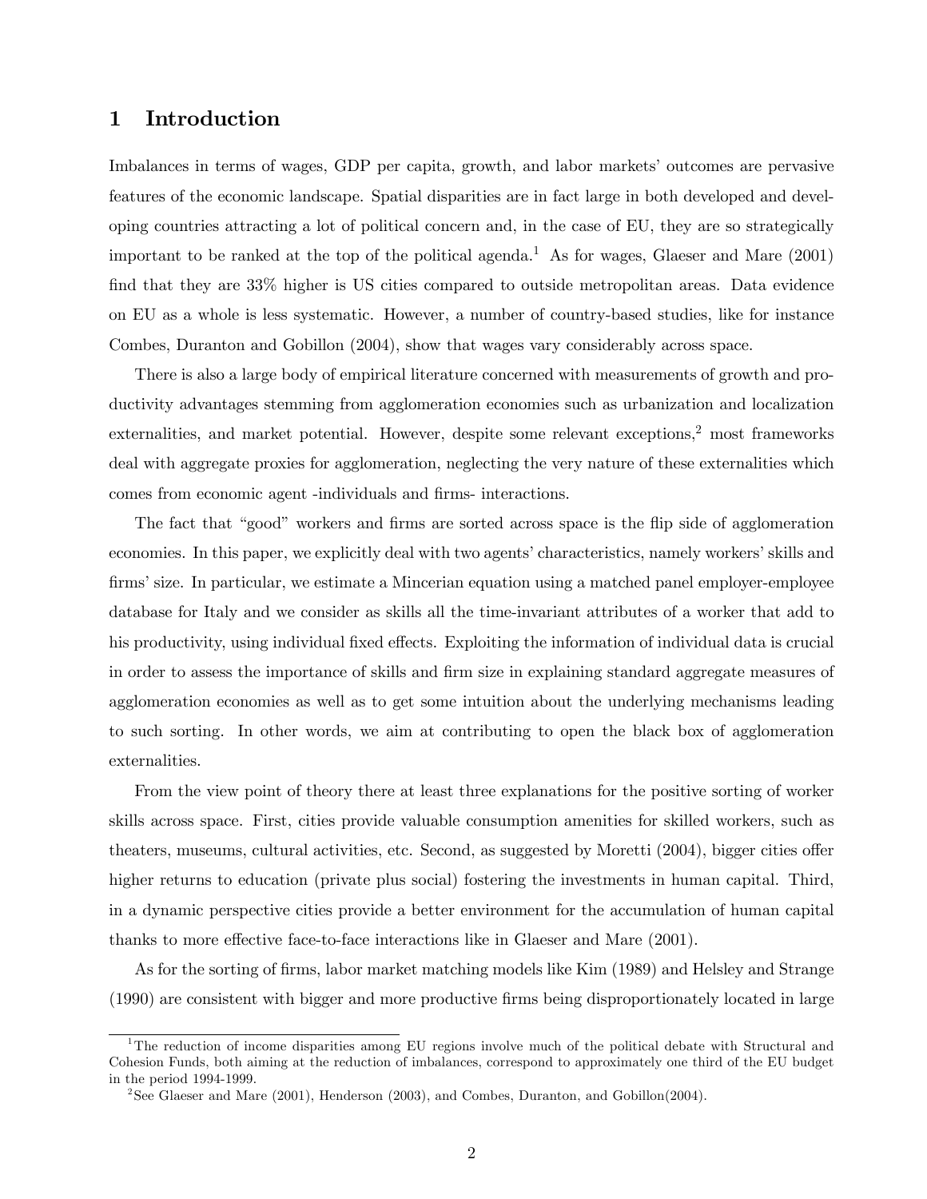# 1 Introduction

Imbalances in terms of wages, GDP per capita, growth, and labor markets' outcomes are pervasive features of the economic landscape. Spatial disparities are in fact large in both developed and developing countries attracting a lot of political concern and, in the case of EU, they are so strategically important to be ranked at the top of the political agenda.[1] As for wages, Glaeser and Mare (2001) find that they are 33% higher is US cities compared to outside metropolitan areas. Data evidence on EU as a whole is less systematic. However, a number of country-based studies, like for instance Combes, Duranton and Gobillon (2004), show that wages vary considerably across space.

There is also a large body of empirical literature concerned with measurements of growth and productivity advantages stemming from agglomeration economies such as urbanization and localization externalities, and market potential. However, despite some relevant exceptions,[2] most frameworks deal with aggregate proxies for agglomeration, neglecting the very nature of these externalities which comes from economic agent -individuals and firms- interactions.

The fact that "good" workers and firms are sorted across space is the flip side of agglomeration economies. In this paper, we explicitly deal with two agents' characteristics, namely workers' skills and firms' size. In particular, we estimate a Mincerian equation using a matched panel employer-employee database for Italy and we consider as skills all the time-invariant attributes of a worker that add to his productivity, using individual fixed effects. Exploiting the information of individual data is crucial in order to assess the importance of skills and firm size in explaining standard aggregate measures of agglomeration economies as well as to get some intuition about the underlying mechanisms leading to such sorting. In other words, we aim at contributing to open the black box of agglomeration externalities.

From the view point of theory there at least three explanations for the positive sorting of worker skills across space. First, cities provide valuable consumption amenities for skilled workers, such as theaters, museums, cultural activities, etc. Second, as suggested by Moretti (2004), bigger cities offer higher returns to education (private plus social) fostering the investments in human capital. Third, in a dynamic perspective cities provide a better environment for the accumulation of human capital thanks to more effective face-to-face interactions like in Glaeser and Mare (2001).

As for the sorting of firms, labor market matching models like Kim (1989) and Helsley and Strange (1990) are consistent with bigger and more productive firms being disproportionately located in large

[1] The reduction of income disparities among EU regions involve much of the political debate with Structural and Cohesion Funds, both aiming at the reduction of imbalances, correspond to approximately one third of the EU budget in the period 1994-1999.

[2] See Glaeser and Mare (2001), Henderson (2003), and Combes, Duranton, and Gobillon(2004).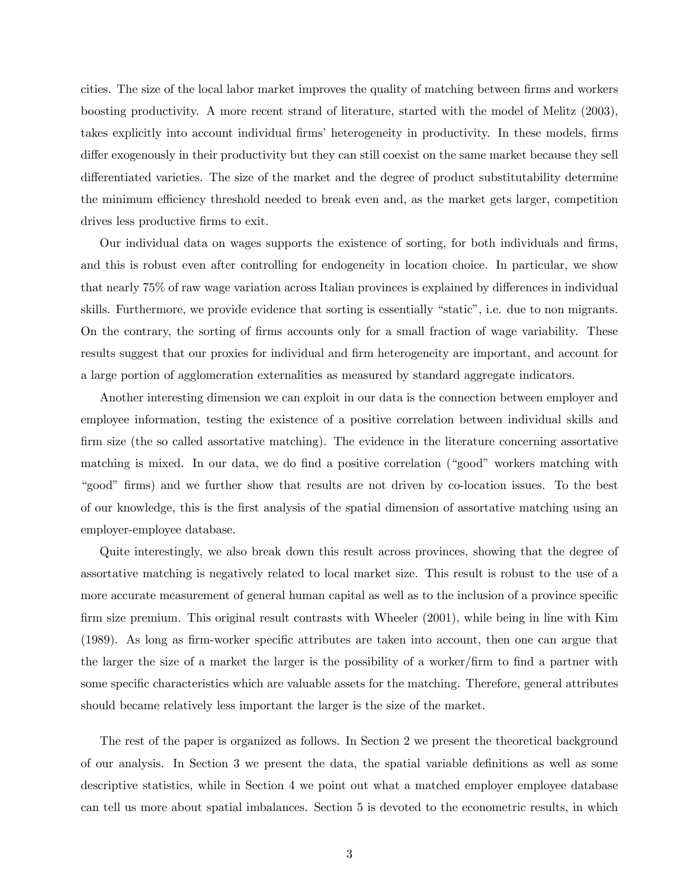cities. The size of the local labor market improves the quality of matching between firms and workers boosting productivity. A more recent strand of literature, started with the model of Melitz (2003), takes explicitly into account individual firms' heterogeneity in productivity. In these models, firms differ exogenously in their productivity but they can still coexist on the same market because they sell differentiated varieties. The size of the market and the degree of product substitutability determine the minimum efficiency threshold needed to break even and, as the market gets larger, competition drives less productive firms to exit.

Our individual data on wages supports the existence of sorting, for both individuals and firms, and this is robust even after controlling for endogeneity in location choice. In particular, we show that nearly 75% of raw wage variation across Italian provinces is explained by differences in individual skills. Furthermore, we provide evidence that sorting is essentially "static", i.e. due to non migrants. On the contrary, the sorting of firms accounts only for a small fraction of wage variability. These results suggest that our proxies for individual and firm heterogeneity are important, and account for a large portion of agglomeration externalities as measured by standard aggregate indicators.

Another interesting dimension we can exploit in our data is the connection between employer and employee information, testing the existence of a positive correlation between individual skills and firm size (the so called assortative matching). The evidence in the literature concerning assortative matching is mixed. In our data, we do find a positive correlation ("good" workers matching with "good" firms) and we further show that results are not driven by co-location issues. To the best of our knowledge, this is the first analysis of the spatial dimension of assortative matching using an employer-employee database.

Quite interestingly, we also break down this result across provinces, showing that the degree of assortative matching is negatively related to local market size. This result is robust to the use of a more accurate measurement of general human capital as well as to the inclusion of a province specific firm size premium. This original result contrasts with Wheeler (2001), while being in line with Kim (1989). As long as firm-worker specific attributes are taken into account, then one can argue that the larger the size of a market the larger is the possibility of a worker/firm to find a partner with some specific characteristics which are valuable assets for the matching. Therefore, general attributes should became relatively less important the larger is the size of the market.

The rest of the paper is organized as follows. In Section 2 we present the theoretical background of our analysis. In Section 3 we present the data, the spatial variable definitions as well as some descriptive statistics, while in Section 4 we point out what a matched employer employee database can tell us more about spatial imbalances. Section 5 is devoted to the econometric results, in which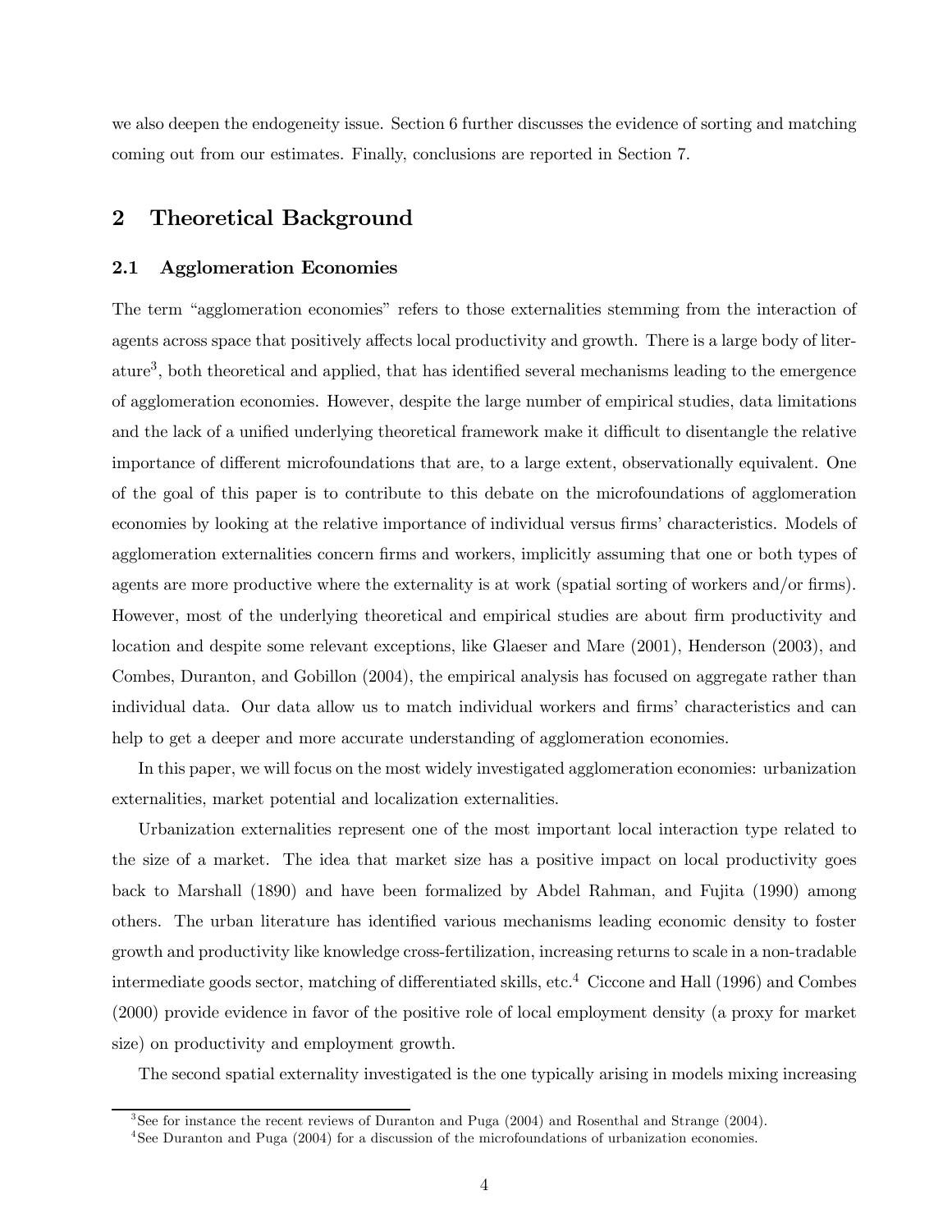we also deepen the endogeneity issue. Section 6 further discusses the evidence of sorting and matching coming out from our estimates. Finally, conclusions are reported in Section 7.

## 2 Theoretical Background

### 2.1 Agglomeration Economies

The term "agglomeration economies" refers to those externalities stemming from the interaction of agents across space that positively affects local productivity and growth. There is a large body of literature[3], both theoretical and applied, that has identified several mechanisms leading to the emergence of agglomeration economies. However, despite the large number of empirical studies, data limitations and the lack of a unified underlying theoretical framework make it difficult to disentangle the relative importance of different microfoundations that are, to a large extent, observationally equivalent. One of the goal of this paper is to contribute to this debate on the microfoundations of agglomeration economies by looking at the relative importance of individual versus firms' characteristics. Models of agglomeration externalities concern firms and workers, implicitly assuming that one or both types of agents are more productive where the externality is at work (spatial sorting of workers and/or firms). However, most of the underlying theoretical and empirical studies are about firm productivity and location and despite some relevant exceptions, like Glaeser and Mare (2001), Henderson (2003), and Combes, Duranton, and Gobillon (2004), the empirical analysis has focused on aggregate rather than individual data. Our data allow us to match individual workers and firms' characteristics and can help to get a deeper and more accurate understanding of agglomeration economies.

In this paper, we will focus on the most widely investigated agglomeration economies: urbanization externalities, market potential and localization externalities.

Urbanization externalities represent one of the most important local interaction type related to the size of a market. The idea that market size has a positive impact on local productivity goes back to Marshall (1890) and have been formalized by Abdel Rahman, and Fujita (1990) among others. The urban literature has identified various mechanisms leading economic density to foster growth and productivity like knowledge cross-fertilization, increasing returns to scale in a non-tradable intermediate goods sector, matching of differentiated skills, etc.[4] Ciccone and Hall (1996) and Combes (2000) provide evidence in favor of the positive role of local employment density (a proxy for market size) on productivity and employment growth.

The second spatial externality investigated is the one typically arising in models mixing increasing

---

[3] See for instance the recent reviews of Duranton and Puga (2004) and Rosenthal and Strange (2004).

[4] See Duranton and Puga (2004) for a discussion of the microfoundations of urbanization economies.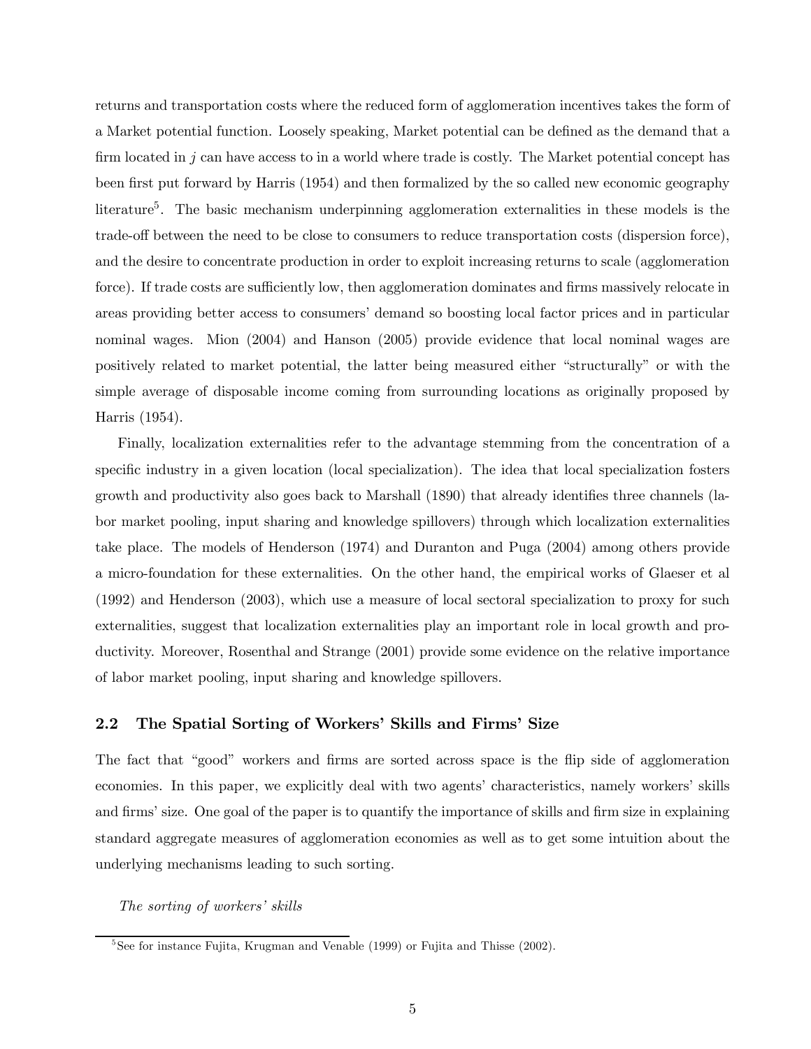returns and transportation costs where the reduced form of agglomeration incentives takes the form of a Market potential function. Loosely speaking, Market potential can be defined as the demand that a firm located in $j$ can have access to in a world where trade is costly. The Market potential concept has been first put forward by Harris (1954) and then formalized by the so called new economic geography literature[5]. The basic mechanism underpinning agglomeration externalities in these models is the trade-off between the need to be close to consumers to reduce transportation costs (dispersion force), and the desire to concentrate production in order to exploit increasing returns to scale (agglomeration force). If trade costs are sufficiently low, then agglomeration dominates and firms massively relocate in areas providing better access to consumers' demand so boosting local factor prices and in particular nominal wages. Mion (2004) and Hanson (2005) provide evidence that local nominal wages are positively related to market potential, the latter being measured either "structurally" or with the simple average of disposable income coming from surrounding locations as originally proposed by Harris (1954).

Finally, localization externalities refer to the advantage stemming from the concentration of a specific industry in a given location (local specialization). The idea that local specialization fosters growth and productivity also goes back to Marshall (1890) that already identifies three channels (labor market pooling, input sharing and knowledge spillovers) through which localization externalities take place. The models of Henderson (1974) and Duranton and Puga (2004) among others provide a micro-foundation for these externalities. On the other hand, the empirical works of Glaeser et al (1992) and Henderson (2003), which use a measure of local sectoral specialization to proxy for such externalities, suggest that localization externalities play an important role in local growth and productivity. Moreover, Rosenthal and Strange (2001) provide some evidence on the relative importance of labor market pooling, input sharing and knowledge spillovers.

## 2.2 The Spatial Sorting of Workers' Skills and Firms' Size

The fact that "good" workers and firms are sorted across space is the flip side of agglomeration economies. In this paper, we explicitly deal with two agents' characteristics, namely workers' skills and firms' size. One goal of the paper is to quantify the importance of skills and firm size in explaining standard aggregate measures of agglomeration economies as well as to get some intuition about the underlying mechanisms leading to such sorting.

*The sorting of workers' skills*

[5] See for instance Fujita, Krugman and Venable (1999) or Fujita and Thisse (2002).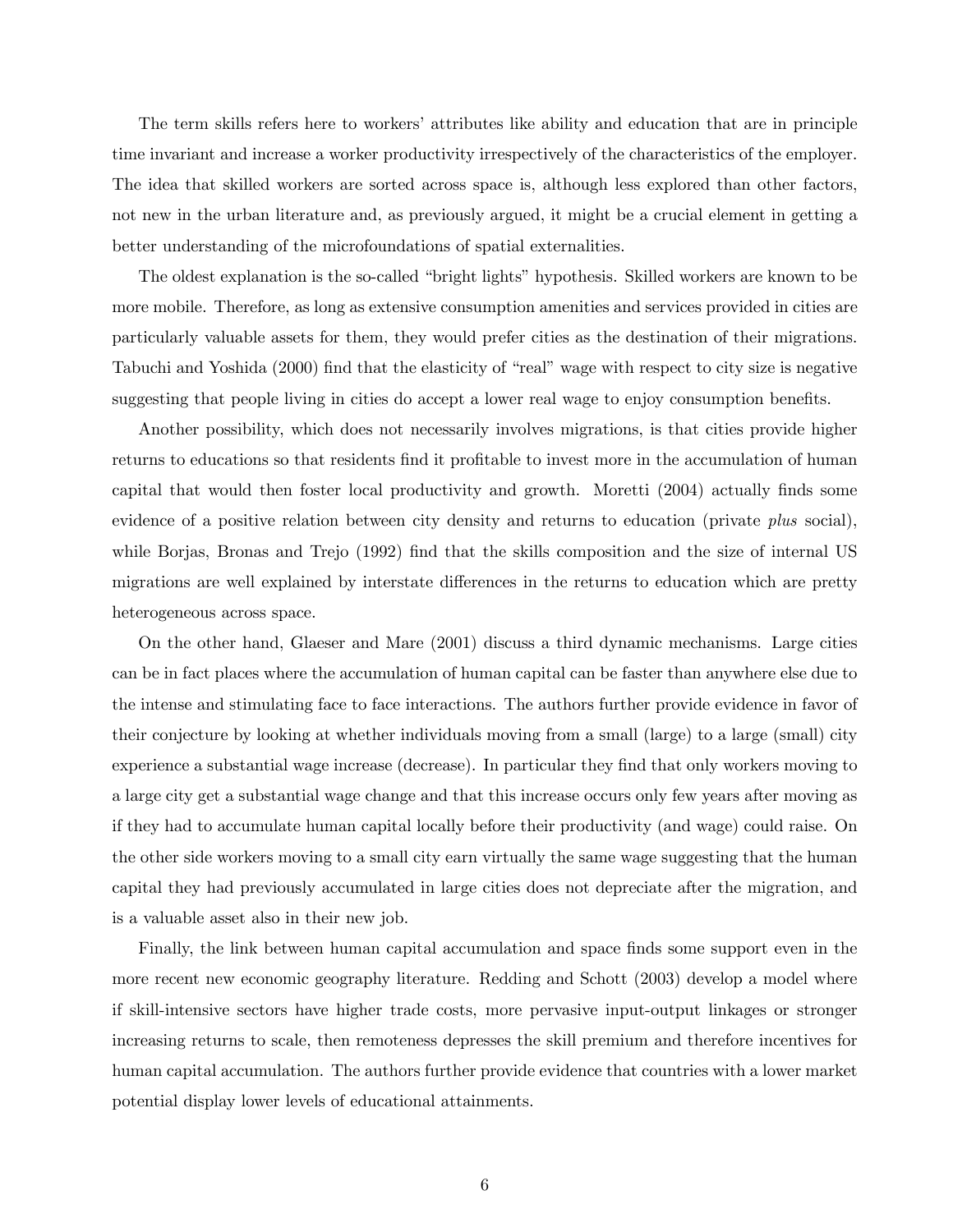The term skills refers here to workers' attributes like ability and education that are in principle time invariant and increase a worker productivity irrespectively of the characteristics of the employer. The idea that skilled workers are sorted across space is, although less explored than other factors, not new in the urban literature and, as previously argued, it might be a crucial element in getting a better understanding of the microfoundations of spatial externalities.

The oldest explanation is the so-called "bright lights" hypothesis. Skilled workers are known to be more mobile. Therefore, as long as extensive consumption amenities and services provided in cities are particularly valuable assets for them, they would prefer cities as the destination of their migrations. Tabuchi and Yoshida (2000) find that the elasticity of "real" wage with respect to city size is negative suggesting that people living in cities do accept a lower real wage to enjoy consumption benefits.

Another possibility, which does not necessarily involves migrations, is that cities provide higher returns to educations so that residents find it profitable to invest more in the accumulation of human capital that would then foster local productivity and growth. Moretti (2004) actually finds some evidence of a positive relation between city density and returns to education (private *plus* social), while Borjas, Bronas and Trejo (1992) find that the skills composition and the size of internal US migrations are well explained by interstate differences in the returns to education which are pretty heterogeneous across space.

On the other hand, Glaeser and Mare (2001) discuss a third dynamic mechanisms. Large cities can be in fact places where the accumulation of human capital can be faster than anywhere else due to the intense and stimulating face to face interactions. The authors further provide evidence in favor of their conjecture by looking at whether individuals moving from a small (large) to a large (small) city experience a substantial wage increase (decrease). In particular they find that only workers moving to a large city get a substantial wage change and that this increase occurs only few years after moving as if they had to accumulate human capital locally before their productivity (and wage) could raise. On the other side workers moving to a small city earn virtually the same wage suggesting that the human capital they had previously accumulated in large cities does not depreciate after the migration, and is a valuable asset also in their new job.

Finally, the link between human capital accumulation and space finds some support even in the more recent new economic geography literature. Redding and Schott (2003) develop a model where if skill-intensive sectors have higher trade costs, more pervasive input-output linkages or stronger increasing returns to scale, then remoteness depresses the skill premium and therefore incentives for human capital accumulation. The authors further provide evidence that countries with a lower market potential display lower levels of educational attainments.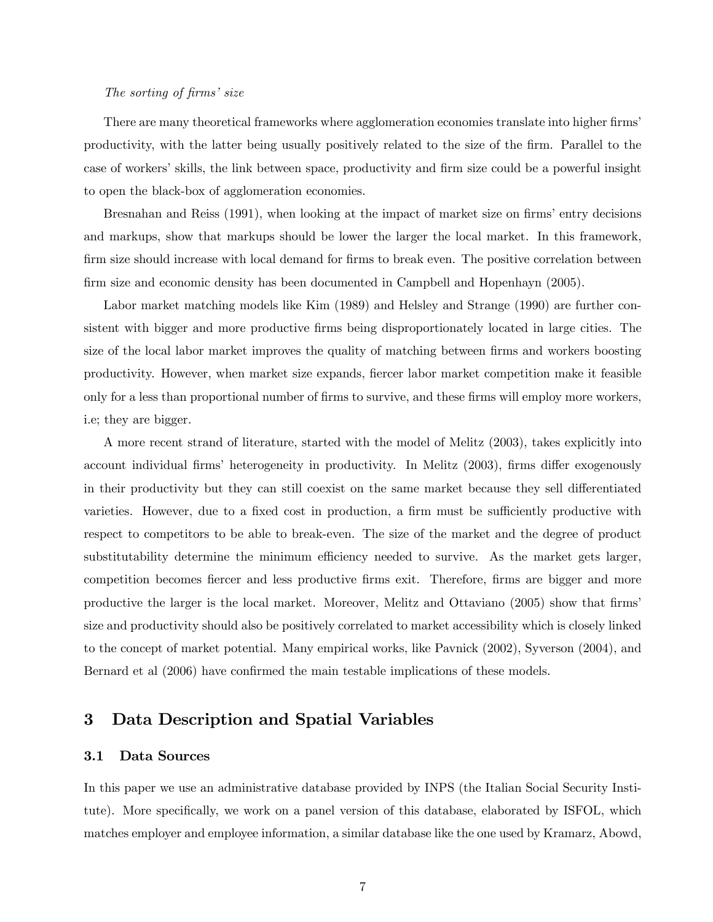*The sorting of firms' size*

There are many theoretical frameworks where agglomeration economies translate into higher firms' productivity, with the latter being usually positively related to the size of the firm. Parallel to the case of workers' skills, the link between space, productivity and firm size could be a powerful insight to open the black-box of agglomeration economies.

Bresnahan and Reiss (1991), when looking at the impact of market size on firms' entry decisions and markups, show that markups should be lower the larger the local market. In this framework, firm size should increase with local demand for firms to break even. The positive correlation between firm size and economic density has been documented in Campbell and Hopenhayn (2005).

Labor market matching models like Kim (1989) and Helsley and Strange (1990) are further consistent with bigger and more productive firms being disproportionately located in large cities. The size of the local labor market improves the quality of matching between firms and workers boosting productivity. However, when market size expands, fiercer labor market competition make it feasible only for a less than proportional number of firms to survive, and these firms will employ more workers, i.e; they are bigger.

A more recent strand of literature, started with the model of Melitz (2003), takes explicitly into account individual firms' heterogeneity in productivity. In Melitz (2003), firms differ exogenously in their productivity but they can still coexist on the same market because they sell differentiated varieties. However, due to a fixed cost in production, a firm must be sufficiently productive with respect to competitors to be able to break-even. The size of the market and the degree of product substitutability determine the minimum efficiency needed to survive. As the market gets larger, competition becomes fiercer and less productive firms exit. Therefore, firms are bigger and more productive the larger is the local market. Moreover, Melitz and Ottaviano (2005) show that firms' size and productivity should also be positively correlated to market accessibility which is closely linked to the concept of market potential. Many empirical works, like Pavnick (2002), Syverson (2004), and Bernard et al (2006) have confirmed the main testable implications of these models.

## 3 Data Description and Spatial Variables

### 3.1 Data Sources

In this paper we use an administrative database provided by INPS (the Italian Social Security Institute). More specifically, we work on a panel version of this database, elaborated by ISFOL, which matches employer and employee information, a similar database like the one used by Kramarz, Abowd,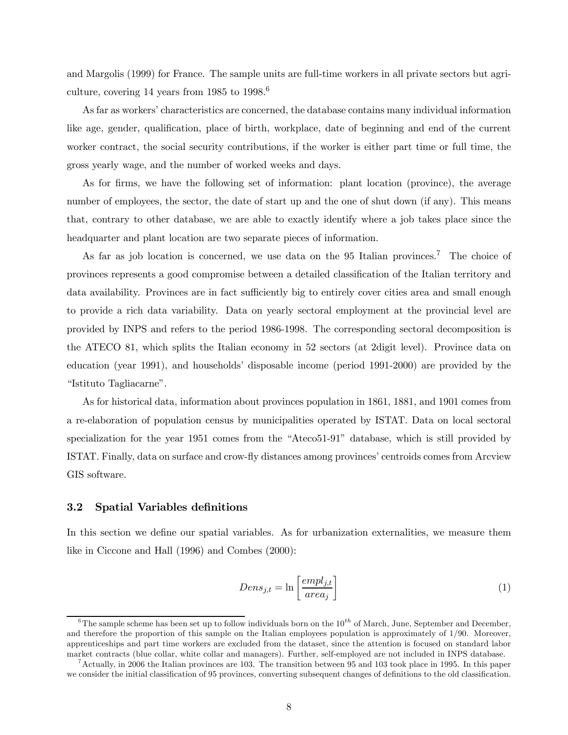and Margolis (1999) for France. The sample units are full-time workers in all private sectors but agriculture, covering 14 years from 1985 to 1998.[6]

As far as workers' characteristics are concerned, the database contains many individual information like age, gender, qualification, place of birth, workplace, date of beginning and end of the current worker contract, the social security contributions, if the worker is either part time or full time, the gross yearly wage, and the number of worked weeks and days.

As for firms, we have the following set of information: plant location (province), the average number of employees, the sector, the date of start up and the one of shut down (if any). This means that, contrary to other database, we are able to exactly identify where a job takes place since the headquarter and plant location are two separate pieces of information.

As far as job location is concerned, we use data on the 95 Italian provinces.[7] The choice of provinces represents a good compromise between a detailed classification of the Italian territory and data availability. Provinces are in fact sufficiently big to entirely cover cities area and small enough to provide a rich data variability. Data on yearly sectoral employment at the provincial level are provided by INPS and refers to the period 1986-1998. The corresponding sectoral decomposition is the ATECO 81, which splits the Italian economy in 52 sectors (at 2digit level). Province data on education (year 1991), and households' disposable income (period 1991-2000) are provided by the "Istituto Tagliacarne".

As for historical data, information about provinces population in 1861, 1881, and 1901 comes from a re-elaboration of population census by municipalities operated by ISTAT. Data on local sectoral specialization for the year 1951 comes from the "Ateco51-91" database, which is still provided by ISTAT. Finally, data on surface and crow-fly distances among provinces' centroids comes from Arcview GIS software.

### 3.2 Spatial Variables definitions

In this section we define our spatial variables. As for urbanization externalities, we measure them like in Ciccone and Hall (1996) and Combes (2000):

$$Dens_{j,t} = \ln \left[ \frac{empl_{j,t}}{area_j} \right] \tag{1}$$

---

[6] The sample scheme has been set up to follow individuals born on the $10^{th}$ of March, June, September and December, and therefore the proportion of this sample on the Italian employees population is approximately of 1/90. Moreover, apprenticeships and part time workers are excluded from the dataset, since the attention is focused on standard labor market contracts (blue collar, white collar and managers). Further, self-employed are not included in INPS database.

[7] Actually, in 2006 the Italian provinces are 103. The transition between 95 and 103 took place in 1995. In this paper we consider the initial classification of 95 provinces, converting subsequent changes of definitions to the old classification.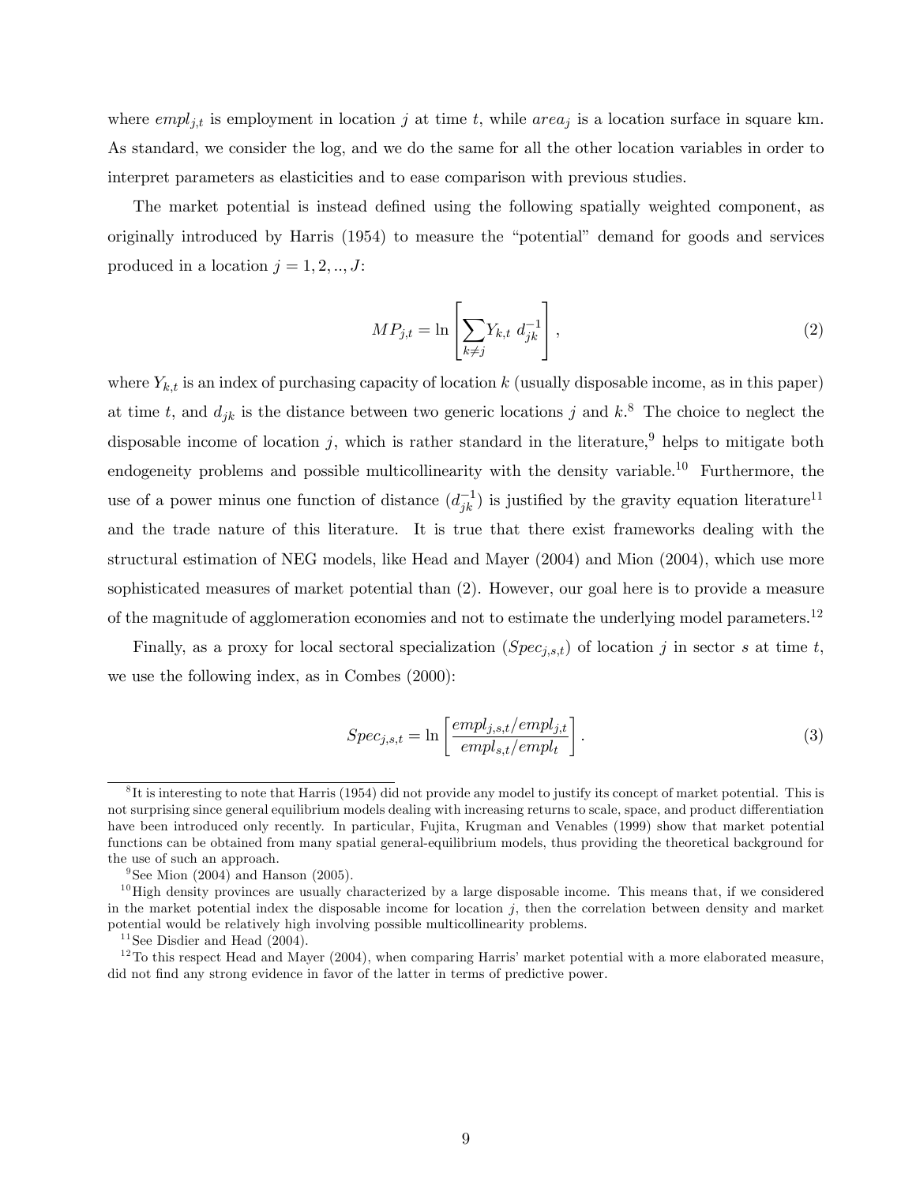where $empl_{j,t}$ is employment in location $j$ at time $t$, while $area_j$ is a location surface in square km. As standard, we consider the log, and we do the same for all the other location variables in order to interpret parameters as elasticities and to ease comparison with previous studies.

The market potential is instead defined using the following spatially weighted component, as originally introduced by Harris (1954) to measure the "potential" demand for goods and services produced in a location $j = 1, 2, .., J$:

$$MP_{j,t} = \ln \left[ \sum_{k \neq j} Y_{k,t} \ d_{jk}^{-1} \right], \tag{2}$$

where $Y_{k,t}$ is an index of purchasing capacity of location $k$ (usually disposable income, as in this paper) at time $t$, and $d_{jk}$ is the distance between two generic locations $j$ and $k$.[8] The choice to neglect the disposable income of location $j$, which is rather standard in the literature,[9] helps to mitigate both endogeneity problems and possible multicollinearity with the density variable.[10] Furthermore, the use of a power minus one function of distance ($d_{jk}^{-1}$) is justified by the gravity equation literature[11] and the trade nature of this literature. It is true that there exist frameworks dealing with the structural estimation of NEG models, like Head and Mayer (2004) and Mion (2004), which use more sophisticated measures of market potential than (2). However, our goal here is to provide a measure of the magnitude of agglomeration economies and not to estimate the underlying model parameters.[12]

Finally, as a proxy for local sectoral specialization ($Spec_{j,s,t}$) of location $j$ in sector $s$ at time $t$, we use the following index, as in Combes (2000):

$$Spec_{j,s,t} = \ln \left[ \frac{empl_{j,s,t}/empl_{j,t}}{empl_{s,t}/empl_t} \right]. \tag{3}$$

---

[8] It is interesting to note that Harris (1954) did not provide any model to justify its concept of market potential. This is not surprising since general equilibrium models dealing with increasing returns to scale, space, and product differentiation have been introduced only recently. In particular, Fujita, Krugman and Venables (1999) show that market potential functions can be obtained from many spatial general-equilibrium models, thus providing the theoretical background for the use of such an approach.

[9] See Mion (2004) and Hanson (2005).

[10] High density provinces are usually characterized by a large disposable income. This means that, if we considered in the market potential index the disposable income for location $j$, then the correlation between density and market potential would be relatively high involving possible multicollinearity problems.

[11] See Disdier and Head (2004).

[12] To this respect Head and Mayer (2004), when comparing Harris' market potential with a more elaborated measure, did not find any strong evidence in favor of the latter in terms of predictive power.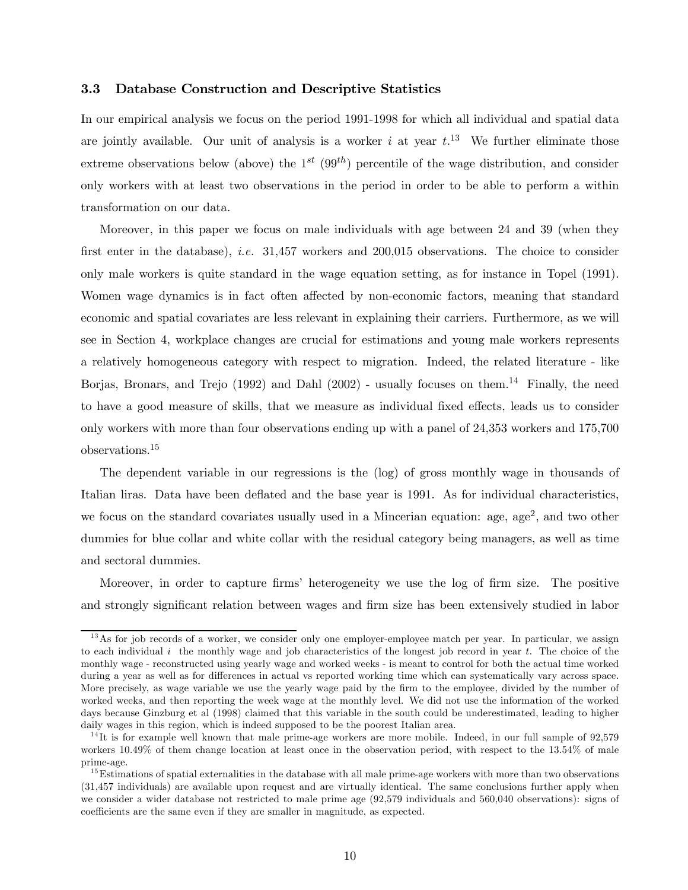### 3.3 Database Construction and Descriptive Statistics

In our empirical analysis we focus on the period 1991-1998 for which all individual and spatial data are jointly available. Our unit of analysis is a worker $i$ at year $t$.[13] We further eliminate those extreme observations below (above) the $1^{st}$ ($99^{th}$) percentile of the wage distribution, and consider only workers with at least two observations in the period in order to be able to perform a within transformation on our data.

Moreover, in this paper we focus on male individuals with age between 24 and 39 (when they first enter in the database), *i.e.* 31,457 workers and 200,015 observations. The choice to consider only male workers is quite standard in the wage equation setting, as for instance in Topel (1991). Women wage dynamics is in fact often affected by non-economic factors, meaning that standard economic and spatial covariates are less relevant in explaining their carriers. Furthermore, as we will see in Section 4, workplace changes are crucial for estimations and young male workers represents a relatively homogeneous category with respect to migration. Indeed, the related literature - like Borjas, Bronars, and Trejo (1992) and Dahl (2002) - usually focuses on them.[14] Finally, the need to have a good measure of skills, that we measure as individual fixed effects, leads us to consider only workers with more than four observations ending up with a panel of 24,353 workers and 175,700 observations.[15]

The dependent variable in our regressions is the (log) of gross monthly wage in thousands of Italian liras. Data have been deflated and the base year is 1991. As for individual characteristics, we focus on the standard covariates usually used in a Mincerian equation: age, age$^2$, and two other dummies for blue collar and white collar with the residual category being managers, as well as time and sectoral dummies.

Moreover, in order to capture firms' heterogeneity we use the log of firm size. The positive and strongly significant relation between wages and firm size has been extensively studied in labor

---

[13] As for job records of a worker, we consider only one employer-employee match per year. In particular, we assign to each individual $i$ the monthly wage and job characteristics of the longest job record in year $t$. The choice of the monthly wage - reconstructed using yearly wage and worked weeks - is meant to control for both the actual time worked during a year as well as for differences in actual vs reported working time which can systematically vary across space. More precisely, as wage variable we use the yearly wage paid by the firm to the employee, divided by the number of worked weeks, and then reporting the week wage at the monthly level. We did not use the information of the worked days because Ginzburg et al (1998) claimed that this variable in the south could be underestimated, leading to higher daily wages in this region, which is indeed supposed to be the poorest Italian area.

[14] It is for example well known that male prime-age workers are more mobile. Indeed, in our full sample of 92,579 workers 10.49% of them change location at least once in the observation period, with respect to the 13.54% of male prime-age.

[15] Estimations of spatial externalities in the database with all male prime-age workers with more than two observations (31,457 individuals) are available upon request and are virtually identical. The same conclusions further apply when we consider a wider database not restricted to male prime age (92,579 individuals and 560,040 observations): signs of coefficients are the same even if they are smaller in magnitude, as expected.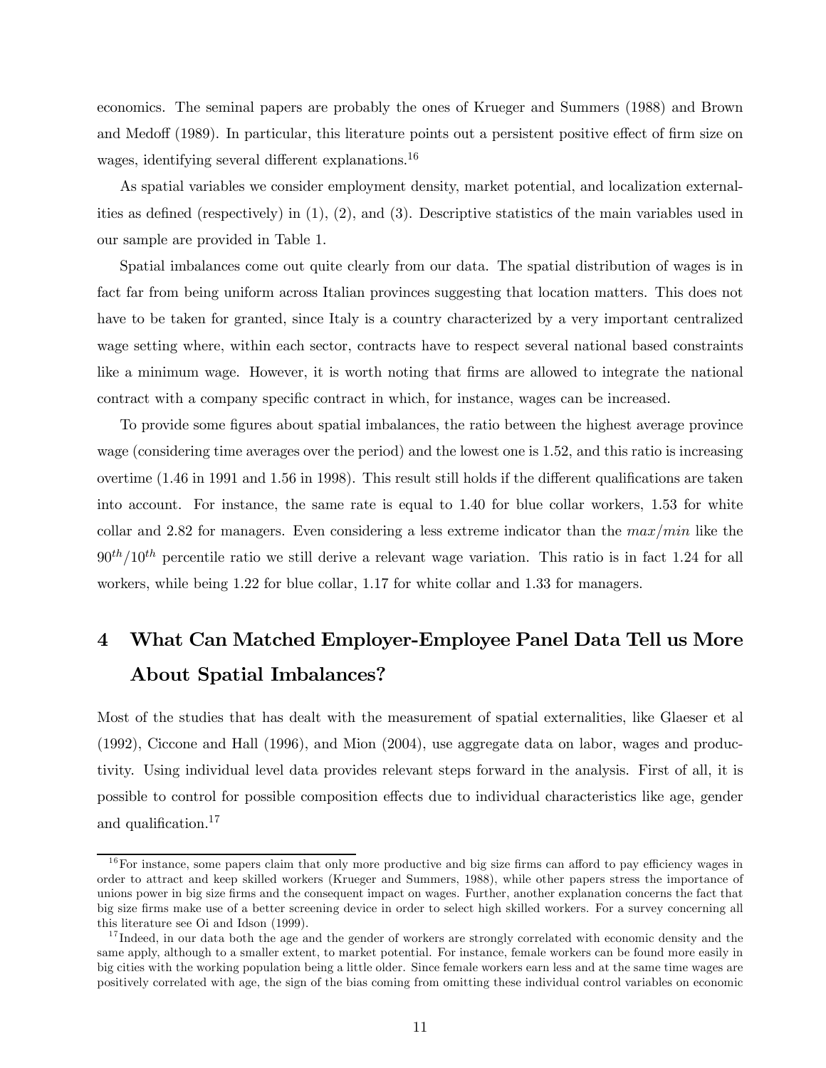economics. The seminal papers are probably the ones of Krueger and Summers (1988) and Brown and Medoff (1989). In particular, this literature points out a persistent positive effect of firm size on wages, identifying several different explanations.[16]

As spatial variables we consider employment density, market potential, and localization externalities as defined (respectively) in (1), (2), and (3). Descriptive statistics of the main variables used in our sample are provided in Table 1.

Spatial imbalances come out quite clearly from our data. The spatial distribution of wages is in fact far from being uniform across Italian provinces suggesting that location matters. This does not have to be taken for granted, since Italy is a country characterized by a very important centralized wage setting where, within each sector, contracts have to respect several national based constraints like a minimum wage. However, it is worth noting that firms are allowed to integrate the national contract with a company specific contract in which, for instance, wages can be increased.

To provide some figures about spatial imbalances, the ratio between the highest average province wage (considering time averages over the period) and the lowest one is 1.52, and this ratio is increasing overtime (1.46 in 1991 and 1.56 in 1998). This result still holds if the different qualifications are taken into account. For instance, the same rate is equal to 1.40 for blue collar workers, 1.53 for white collar and 2.82 for managers. Even considering a less extreme indicator than the $max/min$ like the $90^{th}/10^{th}$ percentile ratio we still derive a relevant wage variation. This ratio is in fact 1.24 for all workers, while being 1.22 for blue collar, 1.17 for white collar and 1.33 for managers.

# 4 What Can Matched Employer-Employee Panel Data Tell us More About Spatial Imbalances?

Most of the studies that has dealt with the measurement of spatial externalities, like Glaeser et al (1992), Ciccone and Hall (1996), and Mion (2004), use aggregate data on labor, wages and productivity. Using individual level data provides relevant steps forward in the analysis. First of all, it is possible to control for possible composition effects due to individual characteristics like age, gender and qualification.[17]

[16]For instance, some papers claim that only more productive and big size firms can afford to pay efficiency wages in order to attract and keep skilled workers (Krueger and Summers, 1988), while other papers stress the importance of unions power in big size firms and the consequent impact on wages. Further, another explanation concerns the fact that big size firms make use of a better screening device in order to select high skilled workers. For a survey concerning all this literature see Oi and Idson (1999).

[17]Indeed, in our data both the age and the gender of workers are strongly correlated with economic density and the same apply, although to a smaller extent, to market potential. For instance, female workers can be found more easily in big cities with the working population being a little older. Since female workers earn less and at the same time wages are positively correlated with age, the sign of the bias coming from omitting these individual control variables on economic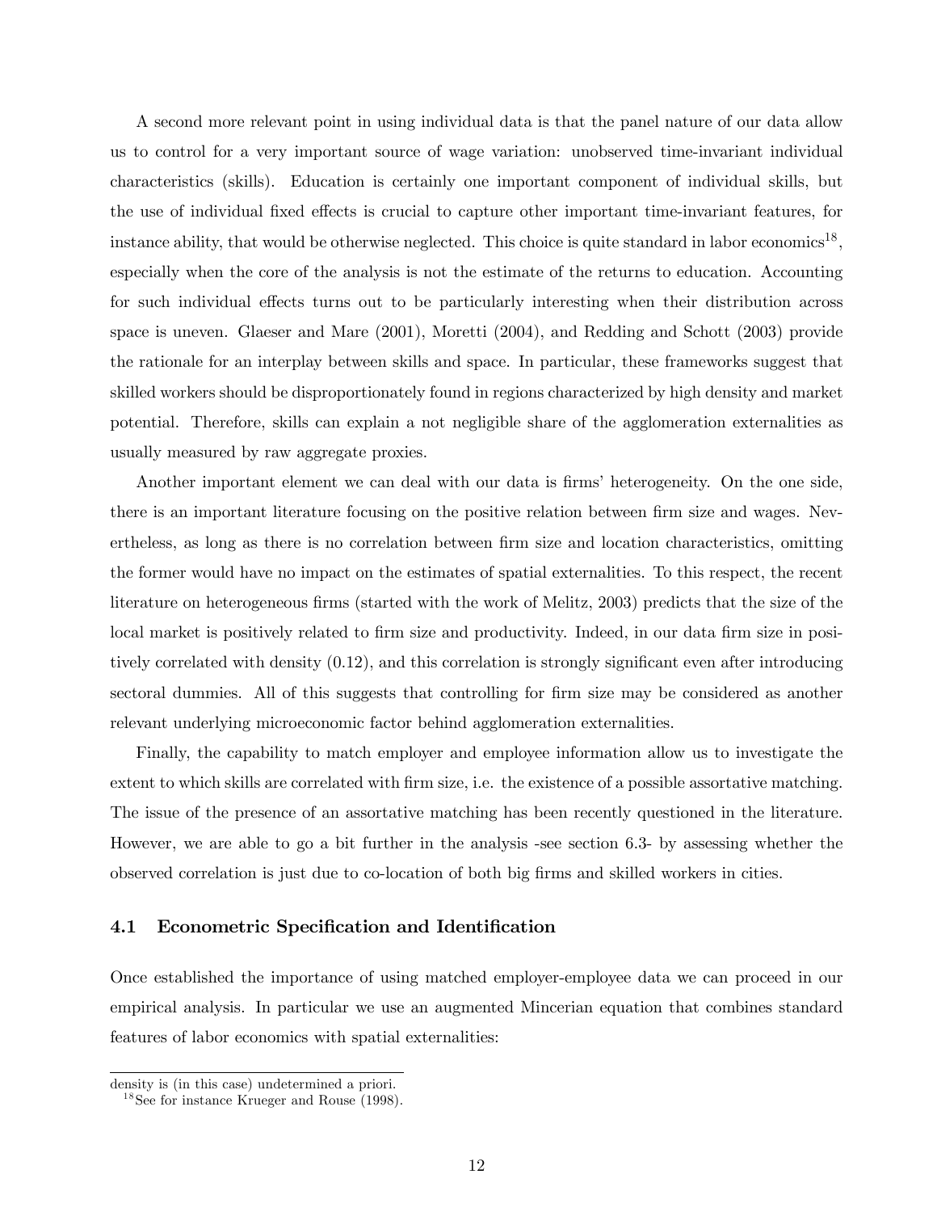A second more relevant point in using individual data is that the panel nature of our data allow us to control for a very important source of wage variation: unobserved time-invariant individual characteristics (skills). Education is certainly one important component of individual skills, but the use of individual fixed effects is crucial to capture other important time-invariant features, for instance ability, that would be otherwise neglected. This choice is quite standard in labor economics[18], especially when the core of the analysis is not the estimate of the returns to education. Accounting for such individual effects turns out to be particularly interesting when their distribution across space is uneven. Glaeser and Mare (2001), Moretti (2004), and Redding and Schott (2003) provide the rationale for an interplay between skills and space. In particular, these frameworks suggest that skilled workers should be disproportionately found in regions characterized by high density and market potential. Therefore, skills can explain a not negligible share of the agglomeration externalities as usually measured by raw aggregate proxies.

Another important element we can deal with our data is firms' heterogeneity. On the one side, there is an important literature focusing on the positive relation between firm size and wages. Nevertheless, as long as there is no correlation between firm size and location characteristics, omitting the former would have no impact on the estimates of spatial externalities. To this respect, the recent literature on heterogeneous firms (started with the work of Melitz, 2003) predicts that the size of the local market is positively related to firm size and productivity. Indeed, in our data firm size in positively correlated with density (0.12), and this correlation is strongly significant even after introducing sectoral dummies. All of this suggests that controlling for firm size may be considered as another relevant underlying microeconomic factor behind agglomeration externalities.

Finally, the capability to match employer and employee information allow us to investigate the extent to which skills are correlated with firm size, i.e. the existence of a possible assortative matching. The issue of the presence of an assortative matching has been recently questioned in the literature. However, we are able to go a bit further in the analysis -see section 6.3- by assessing whether the observed correlation is just due to co-location of both big firms and skilled workers in cities.

### 4.1 Econometric Specification and Identification

Once established the importance of using matched employer-employee data we can proceed in our empirical analysis. In particular we use an augmented Mincerian equation that combines standard features of labor economics with spatial externalities:

---

density is (in this case) undetermined a priori.

[18] See for instance Krueger and Rouse (1998).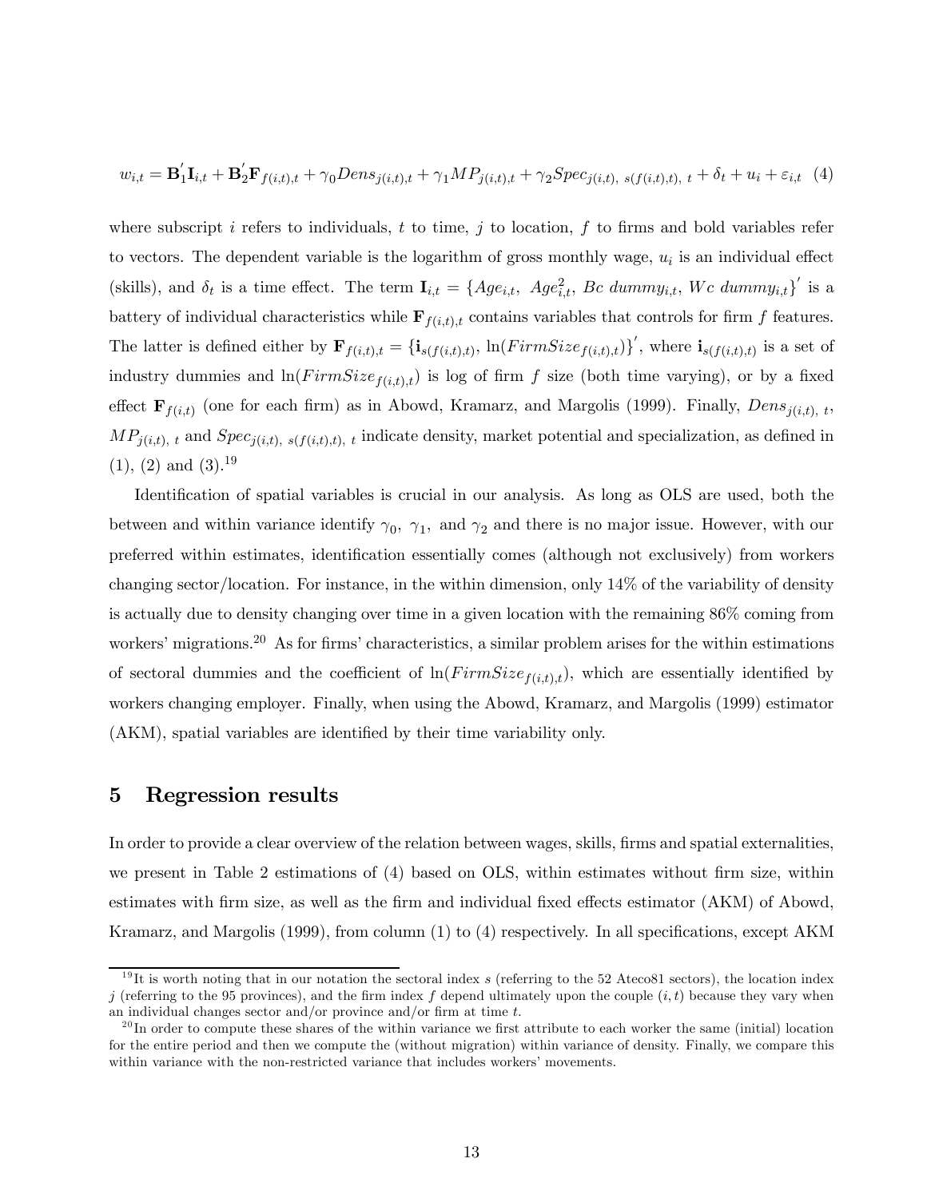$$w_{i,t} = \mathbf{B}_1^{'}\mathbf{I}_{i,t} + \mathbf{B}_2^{'}\mathbf{F}_{f(i,t),t} + \gamma_0 Dens_{j(i,t),t} + \gamma_1 MP_{j(i,t),t} + \gamma_2 Spec_{j(i,t),\ s(f(i,t),t),\ t} + \delta_t + u_i + \varepsilon_{i,t} \quad (4)$$

where subscript $i$ refers to individuals, $t$ to time, $j$ to location, $f$ to firms and bold variables refer to vectors. The dependent variable is the logarithm of gross monthly wage, $u_i$ is an individual effect (skills), and $\delta_t$ is a time effect. The term $\mathbf{I}_{i,t} = \{Age_{i,t},\ Age^2_{i,t},\ Bc\ dummy_{i,t},\ Wc\ dummy_{i,t}\}'$ is a battery of individual characteristics while $\mathbf{F}_{f(i,t),t}$ contains variables that controls for firm $f$ features. The latter is defined either by $\mathbf{F}_{f(i,t),t} = \{\mathbf{i}_{s(f(i,t),t)},\ \ln(FirmSize_{f(i,t),t})\}'$, where $\mathbf{i}_{s(f(i,t),t)}$ is a set of industry dummies and $\ln(FirmSize_{f(i,t),t})$ is log of firm $f$ size (both time varying), or by a fixed effect $\mathbf{F}_{f(i,t)}$ (one for each firm) as in Abowd, Kramarz, and Margolis (1999). Finally, $Dens_{j(i,t),\ t}$, $MP_{j(i,t),\ t}$ and $Spec_{j(i,t),\ s(f(i,t),t),\ t}$ indicate density, market potential and specialization, as defined in (1), (2) and (3).[19]

Identification of spatial variables is crucial in our analysis. As long as OLS are used, both the between and within variance identify $\gamma_0$, $\gamma_1$, and $\gamma_2$ and there is no major issue. However, with our preferred within estimates, identification essentially comes (although not exclusively) from workers changing sector/location. For instance, in the within dimension, only 14% of the variability of density is actually due to density changing over time in a given location with the remaining 86% coming from workers' migrations.[20] As for firms' characteristics, a similar problem arises for the within estimations of sectoral dummies and the coefficient of $\ln(FirmSize_{f(i,t),t})$, which are essentially identified by workers changing employer. Finally, when using the Abowd, Kramarz, and Margolis (1999) estimator (AKM), spatial variables are identified by their time variability only.

## 5 Regression results

In order to provide a clear overview of the relation between wages, skills, firms and spatial externalities, we present in Table 2 estimations of (4) based on OLS, within estimates without firm size, within estimates with firm size, as well as the firm and individual fixed effects estimator (AKM) of Abowd, Kramarz, and Margolis (1999), from column (1) to (4) respectively. In all specifications, except AKM

[19] It is worth noting that in our notation the sectoral index $s$ (referring to the 52 Ateco81 sectors), the location index $j$ (referring to the 95 provinces), and the firm index $f$ depend ultimately upon the couple $(i, t)$ because they vary when an individual changes sector and/or province and/or firm at time $t$.

[20] In order to compute these shares of the within variance we first attribute to each worker the same (initial) location for the entire period and then we compute the (without migration) within variance of density. Finally, we compare this within variance with the non-restricted variance that includes workers' movements.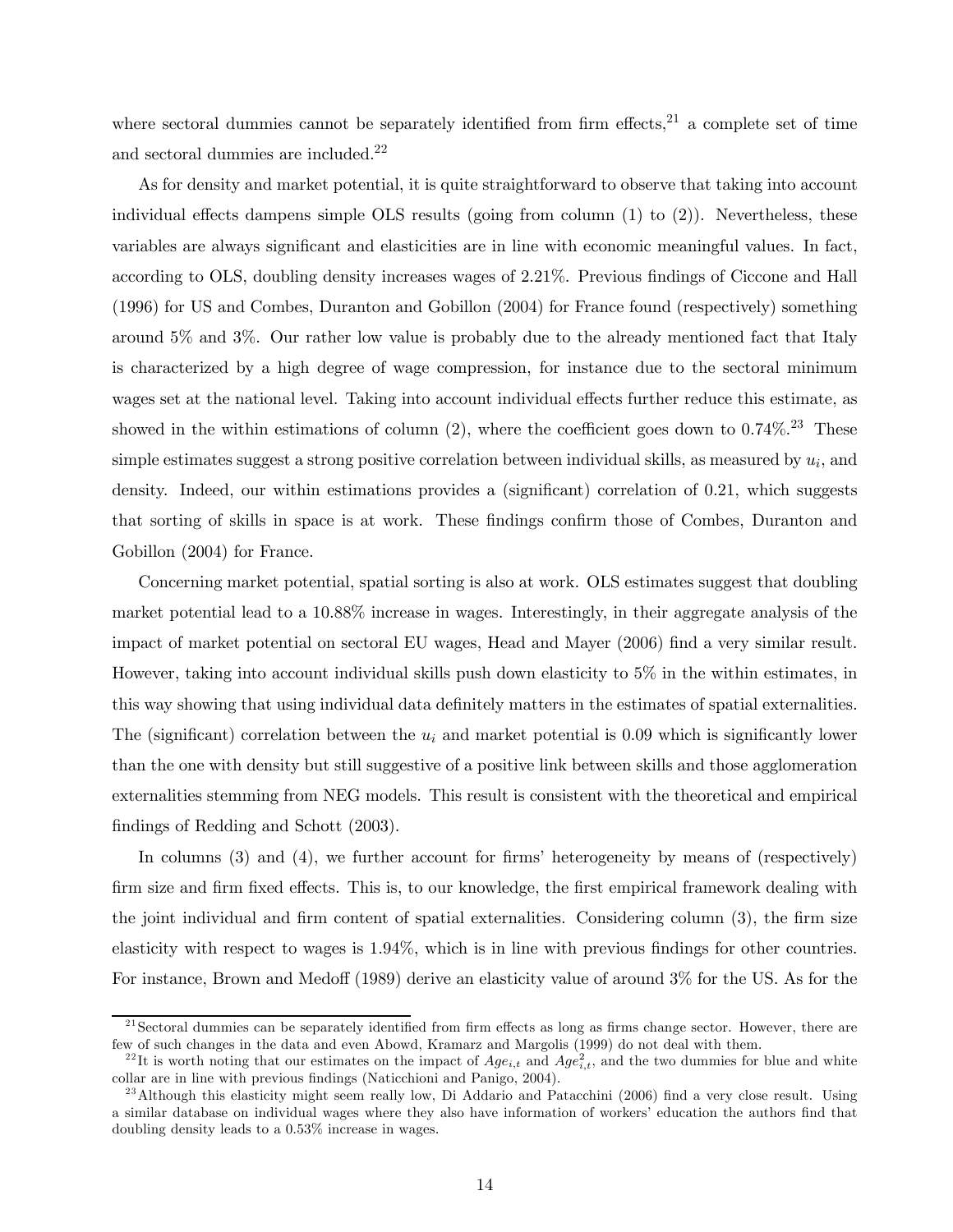where sectoral dummies cannot be separately identified from firm effects,[21] a complete set of time and sectoral dummies are included.[22]

As for density and market potential, it is quite straightforward to observe that taking into account individual effects dampens simple OLS results (going from column (1) to (2)). Nevertheless, these variables are always significant and elasticities are in line with economic meaningful values. In fact, according to OLS, doubling density increases wages of 2.21%. Previous findings of Ciccone and Hall (1996) for US and Combes, Duranton and Gobillon (2004) for France found (respectively) something around 5% and 3%. Our rather low value is probably due to the already mentioned fact that Italy is characterized by a high degree of wage compression, for instance due to the sectoral minimum wages set at the national level. Taking into account individual effects further reduce this estimate, as showed in the within estimations of column (2), where the coefficient goes down to 0.74%.[23] These simple estimates suggest a strong positive correlation between individual skills, as measured by $u_i$, and density. Indeed, our within estimations provides a (significant) correlation of 0.21, which suggests that sorting of skills in space is at work. These findings confirm those of Combes, Duranton and Gobillon (2004) for France.

Concerning market potential, spatial sorting is also at work. OLS estimates suggest that doubling market potential lead to a 10.88% increase in wages. Interestingly, in their aggregate analysis of the impact of market potential on sectoral EU wages, Head and Mayer (2006) find a very similar result. However, taking into account individual skills push down elasticity to 5% in the within estimates, in this way showing that using individual data definitely matters in the estimates of spatial externalities. The (significant) correlation between the $u_i$ and market potential is 0.09 which is significantly lower than the one with density but still suggestive of a positive link between skills and those agglomeration externalities stemming from NEG models. This result is consistent with the theoretical and empirical findings of Redding and Schott (2003).

In columns (3) and (4), we further account for firms' heterogeneity by means of (respectively) firm size and firm fixed effects. This is, to our knowledge, the first empirical framework dealing with the joint individual and firm content of spatial externalities. Considering column (3), the firm size elasticity with respect to wages is 1.94%, which is in line with previous findings for other countries. For instance, Brown and Medoff (1989) derive an elasticity value of around 3% for the US. As for the

---

[21] Sectoral dummies can be separately identified from firm effects as long as firms change sector. However, there are few of such changes in the data and even Abowd, Kramarz and Margolis (1999) do not deal with them.

[22] It is worth noting that our estimates on the impact of $Age_{i,t}$ and $Age^2_{i,t}$, and the two dummies for blue and white collar are in line with previous findings (Naticchioni and Panigo, 2004).

[23] Although this elasticity might seem really low, Di Addario and Patacchini (2006) find a very close result. Using a similar database on individual wages where they also have information of workers' education the authors find that doubling density leads to a 0.53% increase in wages.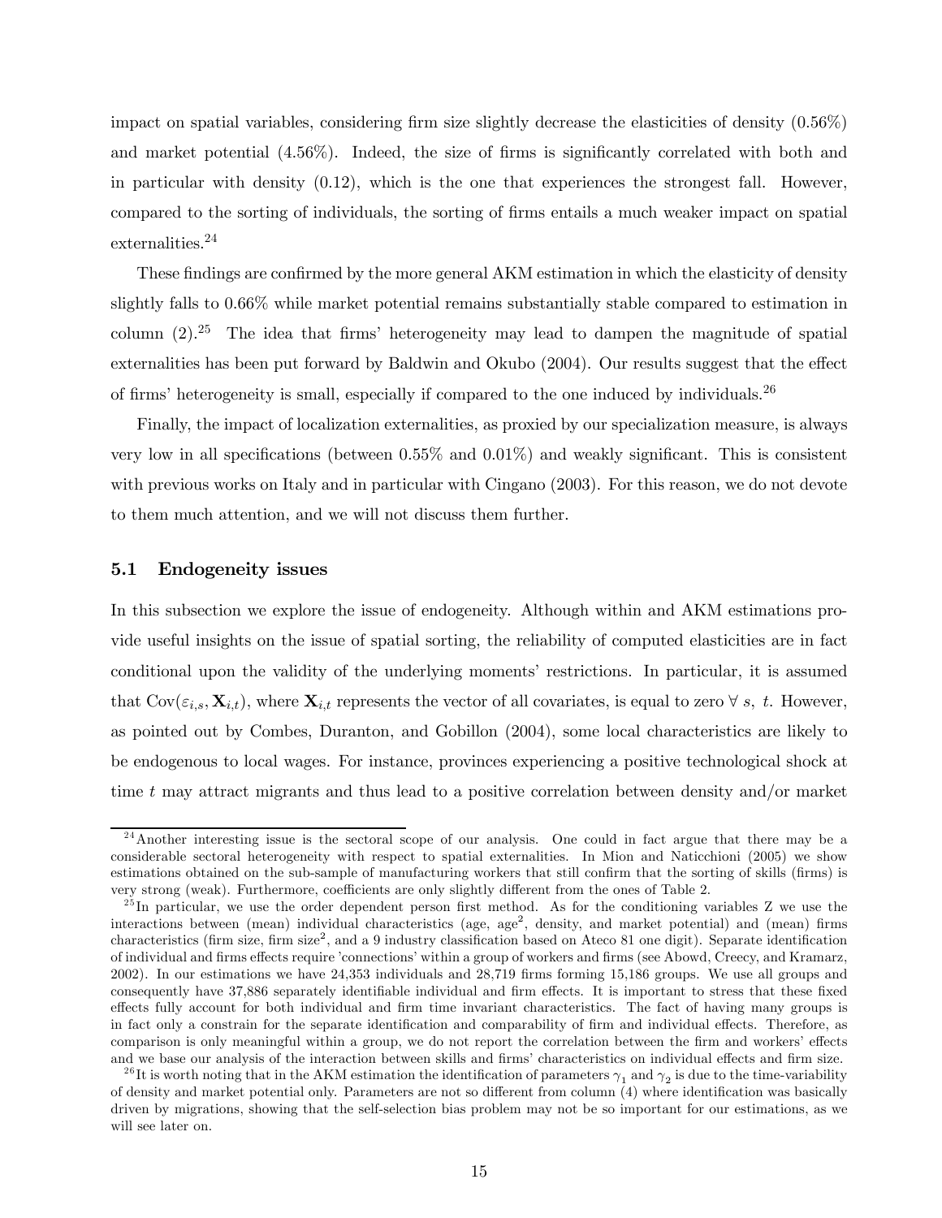impact on spatial variables, considering firm size slightly decrease the elasticities of density (0.56%) and market potential (4.56%). Indeed, the size of firms is significantly correlated with both and in particular with density (0.12), which is the one that experiences the strongest fall. However, compared to the sorting of individuals, the sorting of firms entails a much weaker impact on spatial externalities.[24]

These findings are confirmed by the more general AKM estimation in which the elasticity of density slightly falls to 0.66% while market potential remains substantially stable compared to estimation in column (2).[25] The idea that firms' heterogeneity may lead to dampen the magnitude of spatial externalities has been put forward by Baldwin and Okubo (2004). Our results suggest that the effect of firms' heterogeneity is small, especially if compared to the one induced by individuals.[26]

Finally, the impact of localization externalities, as proxied by our specialization measure, is always very low in all specifications (between 0.55% and 0.01%) and weakly significant. This is consistent with previous works on Italy and in particular with Cingano (2003). For this reason, we do not devote to them much attention, and we will not discuss them further.

### 5.1 Endogeneity issues

In this subsection we explore the issue of endogeneity. Although within and AKM estimations provide useful insights on the issue of spatial sorting, the reliability of computed elasticities are in fact conditional upon the validity of the underlying moments' restrictions. In particular, it is assumed that $\text{Cov}(\varepsilon_{i,s}, \mathbf{X}_{i,t})$, where $\mathbf{X}_{i,t}$ represents the vector of all covariates, is equal to zero $\forall\ s,\ t$. However, as pointed out by Combes, Duranton, and Gobillon (2004), some local characteristics are likely to be endogenous to local wages. For instance, provinces experiencing a positive technological shock at time $t$ may attract migrants and thus lead to a positive correlation between density and/or market

---

[24] Another interesting issue is the sectoral scope of our analysis. One could in fact argue that there may be a considerable sectoral heterogeneity with respect to spatial externalities. In Mion and Naticchioni (2005) we show estimations obtained on the sub-sample of manufacturing workers that still confirm that the sorting of skills (firms) is very strong (weak). Furthermore, coefficients are only slightly different from the ones of Table 2.

[25] In particular, we use the order dependent person first method. As for the conditioning variables Z we use the interactions between (mean) individual characteristics (age, age$^2$, density, and market potential) and (mean) firms characteristics (firm size, firm size$^2$, and a 9 industry classification based on Ateco 81 one digit). Separate identification of individual and firms effects require 'connections' within a group of workers and firms (see Abowd, Creecy, and Kramarz, 2002). In our estimations we have 24,353 individuals and 28,719 firms forming 15,186 groups. We use all groups and consequently have 37,886 separately identifiable individual and firm effects. It is important to stress that these fixed effects fully account for both individual and firm time invariant characteristics. The fact of having many groups is in fact only a constrain for the separate identification and comparability of firm and individual effects. Therefore, as comparison is only meaningful within a group, we do not report the correlation between the firm and workers' effects and we base our analysis of the interaction between skills and firms' characteristics on individual effects and firm size.

[26] It is worth noting that in the AKM estimation the identification of parameters $\gamma_1$ and $\gamma_2$ is due to the time-variability of density and market potential only. Parameters are not so different from column (4) where identification was basically driven by migrations, showing that the self-selection bias problem may not be so important for our estimations, as we will see later on.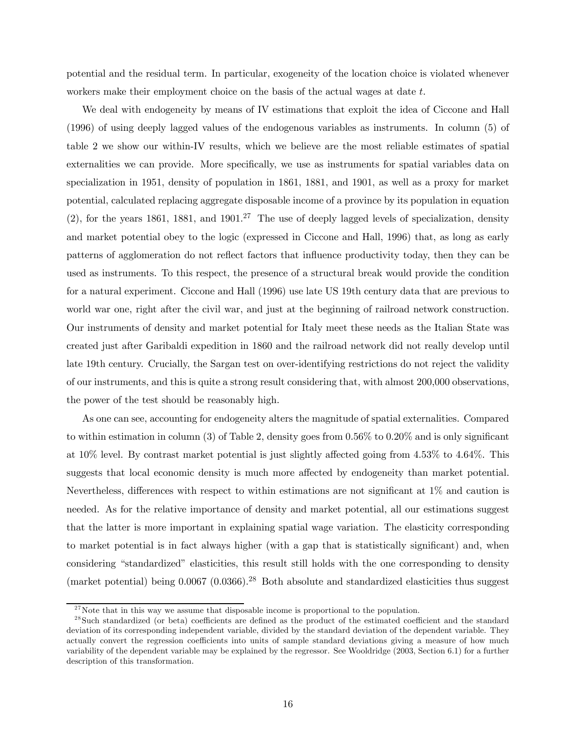potential and the residual term. In particular, exogeneity of the location choice is violated whenever workers make their employment choice on the basis of the actual wages at date $t$.

We deal with endogeneity by means of IV estimations that exploit the idea of Ciccone and Hall (1996) of using deeply lagged values of the endogenous variables as instruments. In column (5) of table 2 we show our within-IV results, which we believe are the most reliable estimates of spatial externalities we can provide. More specifically, we use as instruments for spatial variables data on specialization in 1951, density of population in 1861, 1881, and 1901, as well as a proxy for market potential, calculated replacing aggregate disposable income of a province by its population in equation (2), for the years 1861, 1881, and 1901.[27] The use of deeply lagged levels of specialization, density and market potential obey to the logic (expressed in Ciccone and Hall, 1996) that, as long as early patterns of agglomeration do not reflect factors that influence productivity today, then they can be used as instruments. To this respect, the presence of a structural break would provide the condition for a natural experiment. Ciccone and Hall (1996) use late US 19th century data that are previous to world war one, right after the civil war, and just at the beginning of railroad network construction. Our instruments of density and market potential for Italy meet these needs as the Italian State was created just after Garibaldi expedition in 1860 and the railroad network did not really develop until late 19th century. Crucially, the Sargan test on over-identifying restrictions do not reject the validity of our instruments, and this is quite a strong result considering that, with almost 200,000 observations, the power of the test should be reasonably high.

As one can see, accounting for endogeneity alters the magnitude of spatial externalities. Compared to within estimation in column (3) of Table 2, density goes from 0.56% to 0.20% and is only significant at 10% level. By contrast market potential is just slightly affected going from 4.53% to 4.64%. This suggests that local economic density is much more affected by endogeneity than market potential. Nevertheless, differences with respect to within estimations are not significant at 1% and caution is needed. As for the relative importance of density and market potential, all our estimations suggest that the latter is more important in explaining spatial wage variation. The elasticity corresponding to market potential is in fact always higher (with a gap that is statistically significant) and, when considering "standardized" elasticities, this result still holds with the one corresponding to density (market potential) being 0.0067 (0.0366).[28] Both absolute and standardized elasticities thus suggest

[27] Note that in this way we assume that disposable income is proportional to the population.

[28] Such standardized (or beta) coefficients are defined as the product of the estimated coefficient and the standard deviation of its corresponding independent variable, divided by the standard deviation of the dependent variable. They actually convert the regression coefficients into units of sample standard deviations giving a measure of how much variability of the dependent variable may be explained by the regressor. See Wooldridge (2003, Section 6.1) for a further description of this transformation.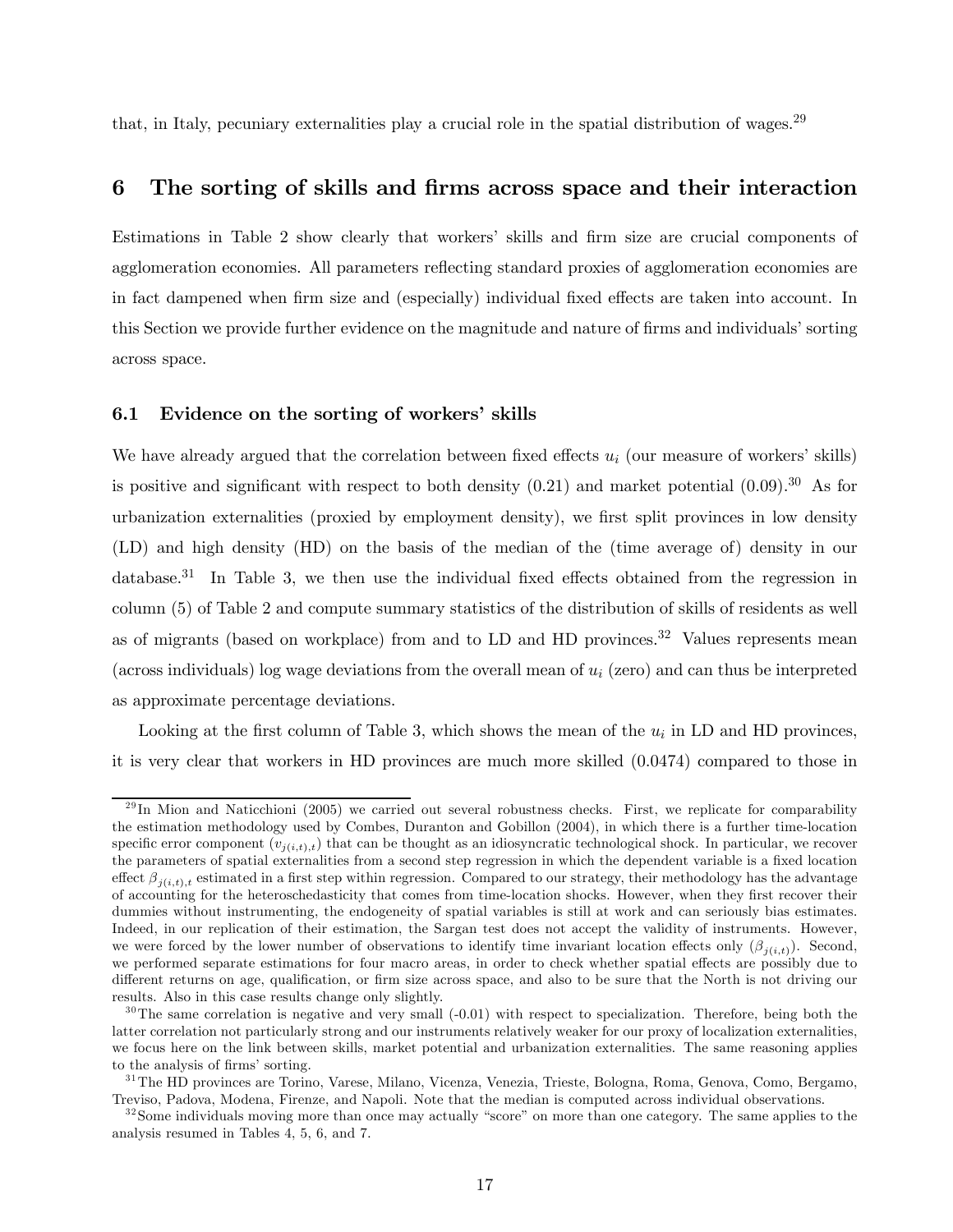that, in Italy, pecuniary externalities play a crucial role in the spatial distribution of wages.[29]

## 6 The sorting of skills and firms across space and their interaction

Estimations in Table 2 show clearly that workers' skills and firm size are crucial components of agglomeration economies. All parameters reflecting standard proxies of agglomeration economies are in fact dampened when firm size and (especially) individual fixed effects are taken into account. In this Section we provide further evidence on the magnitude and nature of firms and individuals' sorting across space.

### 6.1 Evidence on the sorting of workers' skills

We have already argued that the correlation between fixed effects $u_i$ (our measure of workers' skills) is positive and significant with respect to both density (0.21) and market potential (0.09).[30] As for urbanization externalities (proxied by employment density), we first split provinces in low density (LD) and high density (HD) on the basis of the median of the (time average of) density in our database.[31] In Table 3, we then use the individual fixed effects obtained from the regression in column (5) of Table 2 and compute summary statistics of the distribution of skills of residents as well as of migrants (based on workplace) from and to LD and HD provinces.[32] Values represents mean (across individuals) log wage deviations from the overall mean of $u_i$ (zero) and can thus be interpreted as approximate percentage deviations.

Looking at the first column of Table 3, which shows the mean of the $u_i$ in LD and HD provinces, it is very clear that workers in HD provinces are much more skilled (0.0474) compared to those in

---

[29] In Mion and Naticchioni (2005) we carried out several robustness checks. First, we replicate for comparability the estimation methodology used by Combes, Duranton and Gobillon (2004), in which there is a further time-location specific error component ($v_{j(i,t),t}$) that can be thought as an idiosyncratic technological shock. In particular, we recover the parameters of spatial externalities from a second step regression in which the dependent variable is a fixed location effect $\beta_{j(i,t),t}$ estimated in a first step within regression. Compared to our strategy, their methodology has the advantage of accounting for the heteroschedasticity that comes from time-location shocks. However, when they first recover their dummies without instrumenting, the endogeneity of spatial variables is still at work and can seriously bias estimates. Indeed, in our replication of their estimation, the Sargan test does not accept the validity of instruments. However, we were forced by the lower number of observations to identify time invariant location effects only ($\beta_{j(i,t)}$). Second, we performed separate estimations for four macro areas, in order to check whether spatial effects are possibly due to different returns on age, qualification, or firm size across space, and also to be sure that the North is not driving our results. Also in this case results change only slightly.

[30] The same correlation is negative and very small (-0.01) with respect to specialization. Therefore, being both the latter correlation not particularly strong and our instruments relatively weaker for our proxy of localization externalities, we focus here on the link between skills, market potential and urbanization externalities. The same reasoning applies to the analysis of firms' sorting.

[31] The HD provinces are Torino, Varese, Milano, Vicenza, Venezia, Trieste, Bologna, Roma, Genova, Como, Bergamo, Treviso, Padova, Modena, Firenze, and Napoli. Note that the median is computed across individual observations.

[32] Some individuals moving more than once may actually "score" on more than one category. The same applies to the analysis resumed in Tables 4, 5, 6, and 7.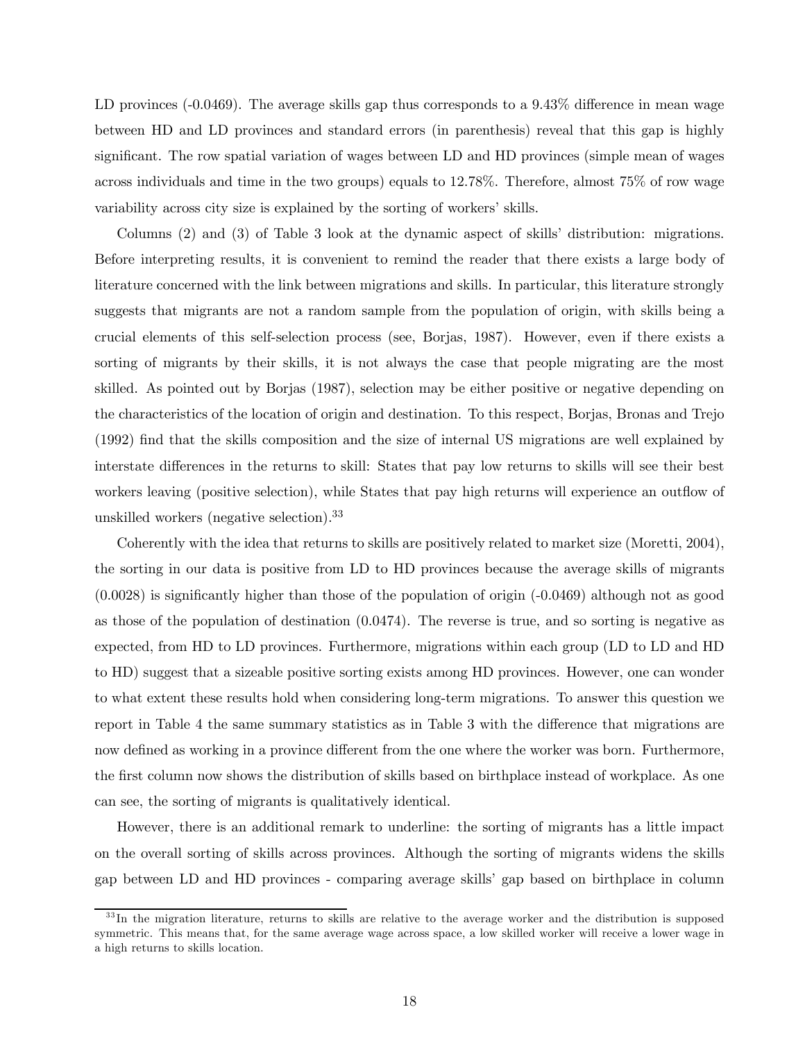LD provinces (-0.0469). The average skills gap thus corresponds to a 9.43% difference in mean wage between HD and LD provinces and standard errors (in parenthesis) reveal that this gap is highly significant. The row spatial variation of wages between LD and HD provinces (simple mean of wages across individuals and time in the two groups) equals to 12.78%. Therefore, almost 75% of row wage variability across city size is explained by the sorting of workers' skills.

Columns (2) and (3) of Table 3 look at the dynamic aspect of skills' distribution: migrations. Before interpreting results, it is convenient to remind the reader that there exists a large body of literature concerned with the link between migrations and skills. In particular, this literature strongly suggests that migrants are not a random sample from the population of origin, with skills being a crucial elements of this self-selection process (see, Borjas, 1987). However, even if there exists a sorting of migrants by their skills, it is not always the case that people migrating are the most skilled. As pointed out by Borjas (1987), selection may be either positive or negative depending on the characteristics of the location of origin and destination. To this respect, Borjas, Bronas and Trejo (1992) find that the skills composition and the size of internal US migrations are well explained by interstate differences in the returns to skill: States that pay low returns to skills will see their best workers leaving (positive selection), while States that pay high returns will experience an outflow of unskilled workers (negative selection).[33]

Coherently with the idea that returns to skills are positively related to market size (Moretti, 2004), the sorting in our data is positive from LD to HD provinces because the average skills of migrants (0.0028) is significantly higher than those of the population of origin (-0.0469) although not as good as those of the population of destination (0.0474). The reverse is true, and so sorting is negative as expected, from HD to LD provinces. Furthermore, migrations within each group (LD to LD and HD to HD) suggest that a sizeable positive sorting exists among HD provinces. However, one can wonder to what extent these results hold when considering long-term migrations. To answer this question we report in Table 4 the same summary statistics as in Table 3 with the difference that migrations are now defined as working in a province different from the one where the worker was born. Furthermore, the first column now shows the distribution of skills based on birthplace instead of workplace. As one can see, the sorting of migrants is qualitatively identical.

However, there is an additional remark to underline: the sorting of migrants has a little impact on the overall sorting of skills across provinces. Although the sorting of migrants widens the skills gap between LD and HD provinces - comparing average skills' gap based on birthplace in column

[33] In the migration literature, returns to skills are relative to the average worker and the distribution is supposed symmetric. This means that, for the same average wage across space, a low skilled worker will receive a lower wage in a high returns to skills location.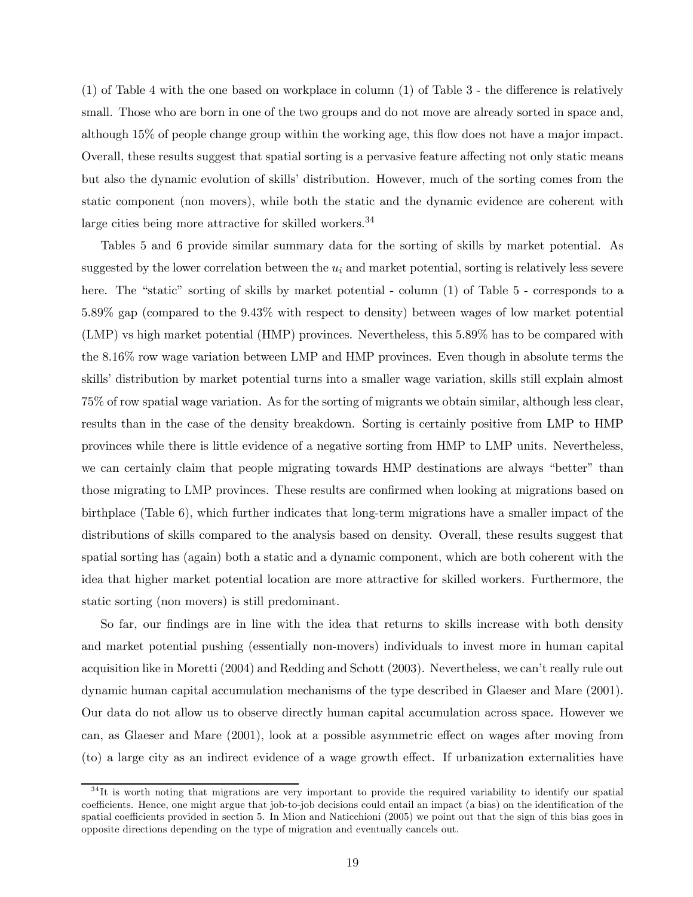(1) of Table 4 with the one based on workplace in column (1) of Table 3 - the difference is relatively small. Those who are born in one of the two groups and do not move are already sorted in space and, although 15% of people change group within the working age, this flow does not have a major impact. Overall, these results suggest that spatial sorting is a pervasive feature affecting not only static means but also the dynamic evolution of skills' distribution. However, much of the sorting comes from the static component (non movers), while both the static and the dynamic evidence are coherent with large cities being more attractive for skilled workers.[34]

Tables 5 and 6 provide similar summary data for the sorting of skills by market potential. As suggested by the lower correlation between the $u_i$ and market potential, sorting is relatively less severe here. The "static" sorting of skills by market potential - column (1) of Table 5 - corresponds to a 5.89% gap (compared to the 9.43% with respect to density) between wages of low market potential (LMP) vs high market potential (HMP) provinces. Nevertheless, this 5.89% has to be compared with the 8.16% row wage variation between LMP and HMP provinces. Even though in absolute terms the skills' distribution by market potential turns into a smaller wage variation, skills still explain almost 75% of row spatial wage variation. As for the sorting of migrants we obtain similar, although less clear, results than in the case of the density breakdown. Sorting is certainly positive from LMP to HMP provinces while there is little evidence of a negative sorting from HMP to LMP units. Nevertheless, we can certainly claim that people migrating towards HMP destinations are always "better" than those migrating to LMP provinces. These results are confirmed when looking at migrations based on birthplace (Table 6), which further indicates that long-term migrations have a smaller impact of the distributions of skills compared to the analysis based on density. Overall, these results suggest that spatial sorting has (again) both a static and a dynamic component, which are both coherent with the idea that higher market potential location are more attractive for skilled workers. Furthermore, the static sorting (non movers) is still predominant.

So far, our findings are in line with the idea that returns to skills increase with both density and market potential pushing (essentially non-movers) individuals to invest more in human capital acquisition like in Moretti (2004) and Redding and Schott (2003). Nevertheless, we can't really rule out dynamic human capital accumulation mechanisms of the type described in Glaeser and Mare (2001). Our data do not allow us to observe directly human capital accumulation across space. However we can, as Glaeser and Mare (2001), look at a possible asymmetric effect on wages after moving from (to) a large city as an indirect evidence of a wage growth effect. If urbanization externalities have

[34] It is worth noting that migrations are very important to provide the required variability to identify our spatial coefficients. Hence, one might argue that job-to-job decisions could entail an impact (a bias) on the identification of the spatial coefficients provided in section 5. In Mion and Naticchioni (2005) we point out that the sign of this bias goes in opposite directions depending on the type of migration and eventually cancels out.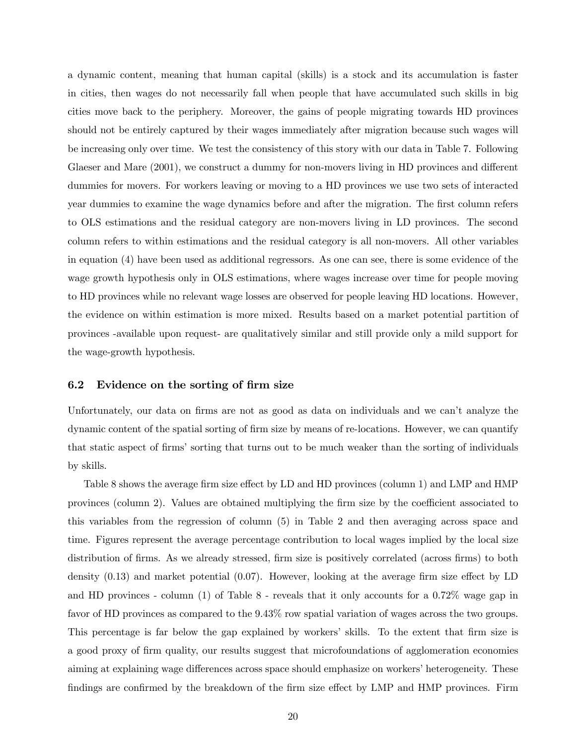a dynamic content, meaning that human capital (skills) is a stock and its accumulation is faster in cities, then wages do not necessarily fall when people that have accumulated such skills in big cities move back to the periphery. Moreover, the gains of people migrating towards HD provinces should not be entirely captured by their wages immediately after migration because such wages will be increasing only over time. We test the consistency of this story with our data in Table 7. Following Glaeser and Mare (2001), we construct a dummy for non-movers living in HD provinces and different dummies for movers. For workers leaving or moving to a HD provinces we use two sets of interacted year dummies to examine the wage dynamics before and after the migration. The first column refers to OLS estimations and the residual category are non-movers living in LD provinces. The second column refers to within estimations and the residual category is all non-movers. All other variables in equation (4) have been used as additional regressors. As one can see, there is some evidence of the wage growth hypothesis only in OLS estimations, where wages increase over time for people moving to HD provinces while no relevant wage losses are observed for people leaving HD locations. However, the evidence on within estimation is more mixed. Results based on a market potential partition of provinces -available upon request- are qualitatively similar and still provide only a mild support for the wage-growth hypothesis.

### 6.2 Evidence on the sorting of firm size

Unfortunately, our data on firms are not as good as data on individuals and we can't analyze the dynamic content of the spatial sorting of firm size by means of re-locations. However, we can quantify that static aspect of firms' sorting that turns out to be much weaker than the sorting of individuals by skills.

Table 8 shows the average firm size effect by LD and HD provinces (column 1) and LMP and HMP provinces (column 2). Values are obtained multiplying the firm size by the coefficient associated to this variables from the regression of column (5) in Table 2 and then averaging across space and time. Figures represent the average percentage contribution to local wages implied by the local size distribution of firms. As we already stressed, firm size is positively correlated (across firms) to both density (0.13) and market potential (0.07). However, looking at the average firm size effect by LD and HD provinces - column (1) of Table 8 - reveals that it only accounts for a 0.72% wage gap in favor of HD provinces as compared to the 9.43% row spatial variation of wages across the two groups. This percentage is far below the gap explained by workers' skills. To the extent that firm size is a good proxy of firm quality, our results suggest that microfoundations of agglomeration economies aiming at explaining wage differences across space should emphasize on workers' heterogeneity. These findings are confirmed by the breakdown of the firm size effect by LMP and HMP provinces. Firm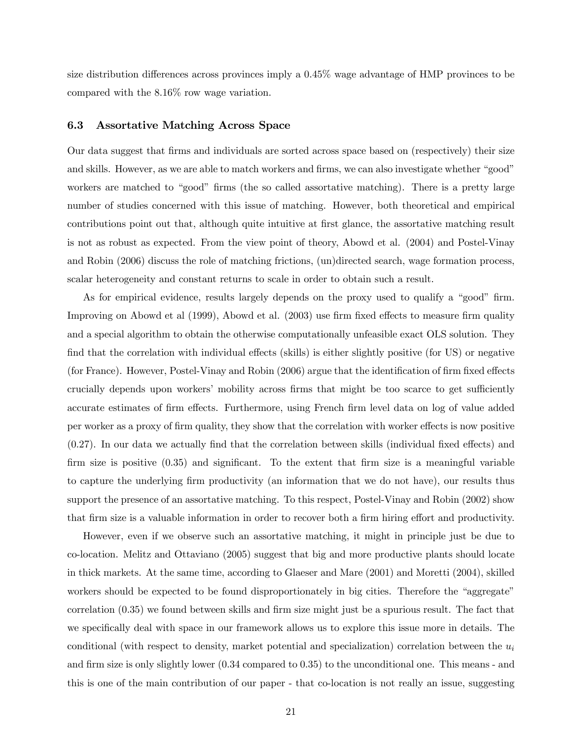size distribution differences across provinces imply a 0.45% wage advantage of HMP provinces to be compared with the 8.16% row wage variation.

### 6.3 Assortative Matching Across Space

Our data suggest that firms and individuals are sorted across space based on (respectively) their size and skills. However, as we are able to match workers and firms, we can also investigate whether "good" workers are matched to "good" firms (the so called assortative matching). There is a pretty large number of studies concerned with this issue of matching. However, both theoretical and empirical contributions point out that, although quite intuitive at first glance, the assortative matching result is not as robust as expected. From the view point of theory, Abowd et al. (2004) and Postel-Vinay and Robin (2006) discuss the role of matching frictions, (un)directed search, wage formation process, scalar heterogeneity and constant returns to scale in order to obtain such a result.

As for empirical evidence, results largely depends on the proxy used to qualify a "good" firm. Improving on Abowd et al (1999), Abowd et al. (2003) use firm fixed effects to measure firm quality and a special algorithm to obtain the otherwise computationally unfeasible exact OLS solution. They find that the correlation with individual effects (skills) is either slightly positive (for US) or negative (for France). However, Postel-Vinay and Robin (2006) argue that the identification of firm fixed effects crucially depends upon workers' mobility across firms that might be too scarce to get sufficiently accurate estimates of firm effects. Furthermore, using French firm level data on log of value added per worker as a proxy of firm quality, they show that the correlation with worker effects is now positive (0.27). In our data we actually find that the correlation between skills (individual fixed effects) and firm size is positive (0.35) and significant. To the extent that firm size is a meaningful variable to capture the underlying firm productivity (an information that we do not have), our results thus support the presence of an assortative matching. To this respect, Postel-Vinay and Robin (2002) show that firm size is a valuable information in order to recover both a firm hiring effort and productivity.

However, even if we observe such an assortative matching, it might in principle just be due to co-location. Melitz and Ottaviano (2005) suggest that big and more productive plants should locate in thick markets. At the same time, according to Glaeser and Mare (2001) and Moretti (2004), skilled workers should be expected to be found disproportionately in big cities. Therefore the "aggregate" correlation (0.35) we found between skills and firm size might just be a spurious result. The fact that we specifically deal with space in our framework allows us to explore this issue more in details. The conditional (with respect to density, market potential and specialization) correlation between the $u_i$ and firm size is only slightly lower (0.34 compared to 0.35) to the unconditional one. This means - and this is one of the main contribution of our paper - that co-location is not really an issue, suggesting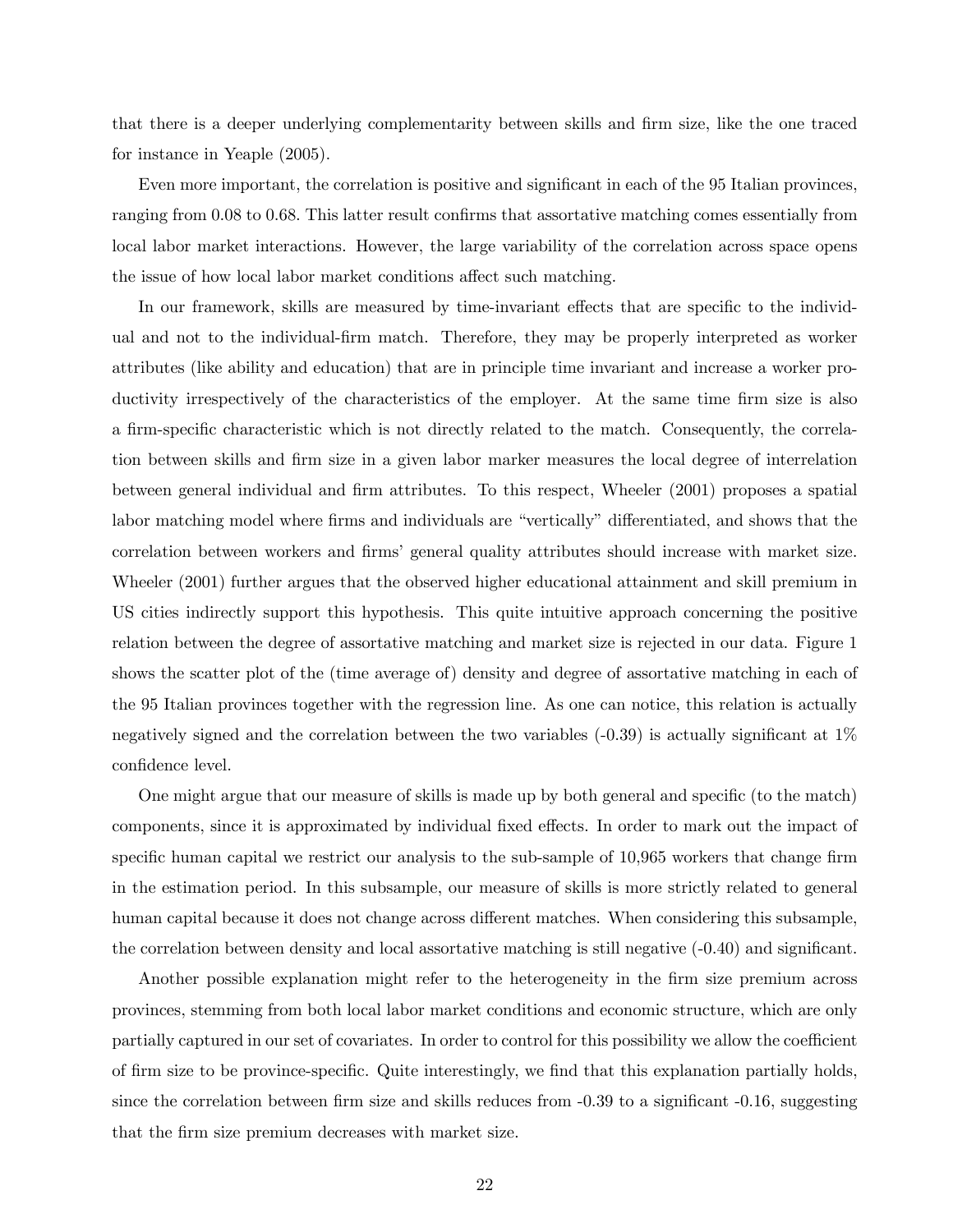that there is a deeper underlying complementarity between skills and firm size, like the one traced for instance in Yeaple (2005).

Even more important, the correlation is positive and significant in each of the 95 Italian provinces, ranging from 0.08 to 0.68. This latter result confirms that assortative matching comes essentially from local labor market interactions. However, the large variability of the correlation across space opens the issue of how local labor market conditions affect such matching.

In our framework, skills are measured by time-invariant effects that are specific to the individual and not to the individual-firm match. Therefore, they may be properly interpreted as worker attributes (like ability and education) that are in principle time invariant and increase a worker productivity irrespectively of the characteristics of the employer. At the same time firm size is also a firm-specific characteristic which is not directly related to the match. Consequently, the correlation between skills and firm size in a given labor marker measures the local degree of interrelation between general individual and firm attributes. To this respect, Wheeler (2001) proposes a spatial labor matching model where firms and individuals are "vertically" differentiated, and shows that the correlation between workers and firms' general quality attributes should increase with market size. Wheeler (2001) further argues that the observed higher educational attainment and skill premium in US cities indirectly support this hypothesis. This quite intuitive approach concerning the positive relation between the degree of assortative matching and market size is rejected in our data. Figure 1 shows the scatter plot of the (time average of) density and degree of assortative matching in each of the 95 Italian provinces together with the regression line. As one can notice, this relation is actually negatively signed and the correlation between the two variables (-0.39) is actually significant at 1% confidence level.

One might argue that our measure of skills is made up by both general and specific (to the match) components, since it is approximated by individual fixed effects. In order to mark out the impact of specific human capital we restrict our analysis to the sub-sample of 10,965 workers that change firm in the estimation period. In this subsample, our measure of skills is more strictly related to general human capital because it does not change across different matches. When considering this subsample, the correlation between density and local assortative matching is still negative (-0.40) and significant.

Another possible explanation might refer to the heterogeneity in the firm size premium across provinces, stemming from both local labor market conditions and economic structure, which are only partially captured in our set of covariates. In order to control for this possibility we allow the coefficient of firm size to be province-specific. Quite interestingly, we find that this explanation partially holds, since the correlation between firm size and skills reduces from -0.39 to a significant -0.16, suggesting that the firm size premium decreases with market size.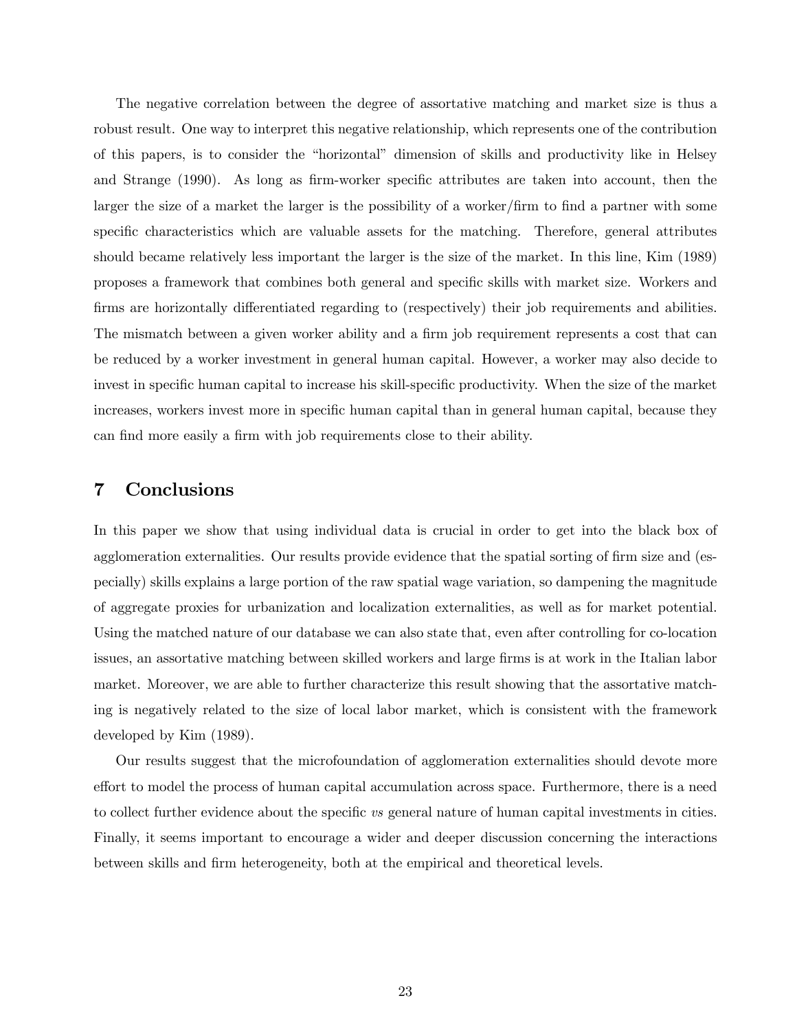The negative correlation between the degree of assortative matching and market size is thus a robust result. One way to interpret this negative relationship, which represents one of the contribution of this papers, is to consider the "horizontal" dimension of skills and productivity like in Helsey and Strange (1990). As long as firm-worker specific attributes are taken into account, then the larger the size of a market the larger is the possibility of a worker/firm to find a partner with some specific characteristics which are valuable assets for the matching. Therefore, general attributes should became relatively less important the larger is the size of the market. In this line, Kim (1989) proposes a framework that combines both general and specific skills with market size. Workers and firms are horizontally differentiated regarding to (respectively) their job requirements and abilities. The mismatch between a given worker ability and a firm job requirement represents a cost that can be reduced by a worker investment in general human capital. However, a worker may also decide to invest in specific human capital to increase his skill-specific productivity. When the size of the market increases, workers invest more in specific human capital than in general human capital, because they can find more easily a firm with job requirements close to their ability.

## 7 Conclusions

In this paper we show that using individual data is crucial in order to get into the black box of agglomeration externalities. Our results provide evidence that the spatial sorting of firm size and (especially) skills explains a large portion of the raw spatial wage variation, so dampening the magnitude of aggregate proxies for urbanization and localization externalities, as well as for market potential. Using the matched nature of our database we can also state that, even after controlling for co-location issues, an assortative matching between skilled workers and large firms is at work in the Italian labor market. Moreover, we are able to further characterize this result showing that the assortative matching is negatively related to the size of local labor market, which is consistent with the framework developed by Kim (1989).

Our results suggest that the microfoundation of agglomeration externalities should devote more effort to model the process of human capital accumulation across space. Furthermore, there is a need to collect further evidence about the specific *vs* general nature of human capital investments in cities. Finally, it seems important to encourage a wider and deeper discussion concerning the interactions between skills and firm heterogeneity, both at the empirical and theoretical levels.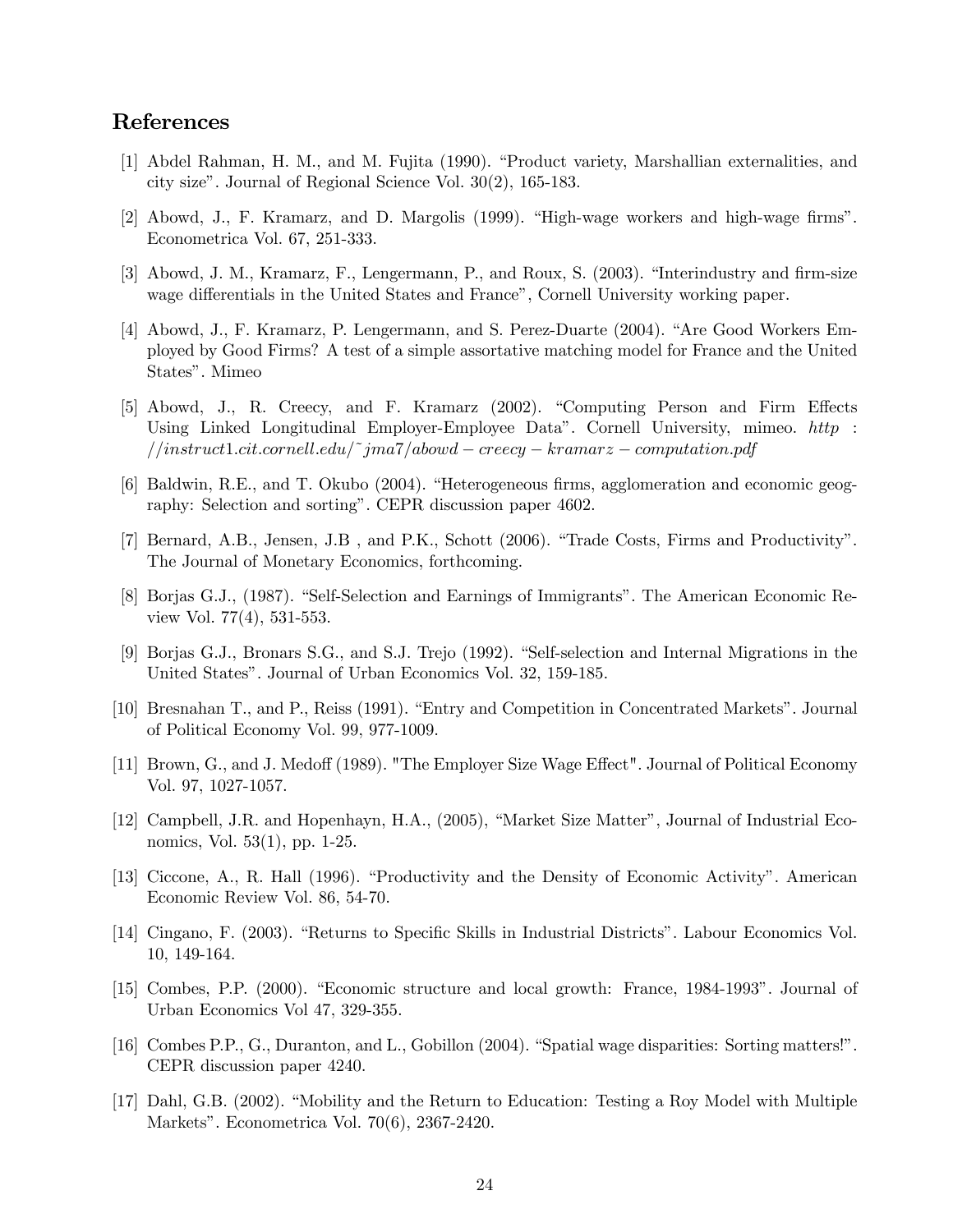## References

[1] Abdel Rahman, H. M., and M. Fujita (1990). "Product variety, Marshallian externalities, and city size". Journal of Regional Science Vol. 30(2), 165-183.

[2] Abowd, J., F. Kramarz, and D. Margolis (1999). "High-wage workers and high-wage firms". Econometrica Vol. 67, 251-333.

[3] Abowd, J. M., Kramarz, F., Lengermann, P., and Roux, S. (2003). "Interindustry and firm-size wage differentials in the United States and France", Cornell University working paper.

[4] Abowd, J., F. Kramarz, P. Lengermann, and S. Perez-Duarte (2004). "Are Good Workers Employed by Good Firms? A test of a simple assortative matching model for France and the United States". Mimeo

[5] Abowd, J., R. Creecy, and F. Kramarz (2002). "Computing Person and Firm Effects Using Linked Longitudinal Employer-Employee Data". Cornell University, mimeo. *http://instruct1.cit.cornell.edu/~jma7/abowd-creecy-kramarz-computation.pdf*

[6] Baldwin, R.E., and T. Okubo (2004). "Heterogeneous firms, agglomeration and economic geography: Selection and sorting". CEPR discussion paper 4602.

[7] Bernard, A.B., Jensen, J.B , and P.K., Schott (2006). "Trade Costs, Firms and Productivity". The Journal of Monetary Economics, forthcoming.

[8] Borjas G.J., (1987). "Self-Selection and Earnings of Immigrants". The American Economic Review Vol. 77(4), 531-553.

[9] Borjas G.J., Bronars S.G., and S.J. Trejo (1992). "Self-selection and Internal Migrations in the United States". Journal of Urban Economics Vol. 32, 159-185.

[10] Bresnahan T., and P., Reiss (1991). "Entry and Competition in Concentrated Markets". Journal of Political Economy Vol. 99, 977-1009.

[11] Brown, G., and J. Medoff (1989). "The Employer Size Wage Effect". Journal of Political Economy Vol. 97, 1027-1057.

[12] Campbell, J.R. and Hopenhayn, H.A., (2005), "Market Size Matter", Journal of Industrial Economics, Vol. 53(1), pp. 1-25.

[13] Ciccone, A., R. Hall (1996). "Productivity and the Density of Economic Activity". American Economic Review Vol. 86, 54-70.

[14] Cingano, F. (2003). "Returns to Specific Skills in Industrial Districts". Labour Economics Vol. 10, 149-164.

[15] Combes, P.P. (2000). "Economic structure and local growth: France, 1984-1993". Journal of Urban Economics Vol 47, 329-355.

[16] Combes P.P., G., Duranton, and L., Gobillon (2004). "Spatial wage disparities: Sorting matters!". CEPR discussion paper 4240.

[17] Dahl, G.B. (2002). "Mobility and the Return to Education: Testing a Roy Model with Multiple Markets". Econometrica Vol. 70(6), 2367-2420.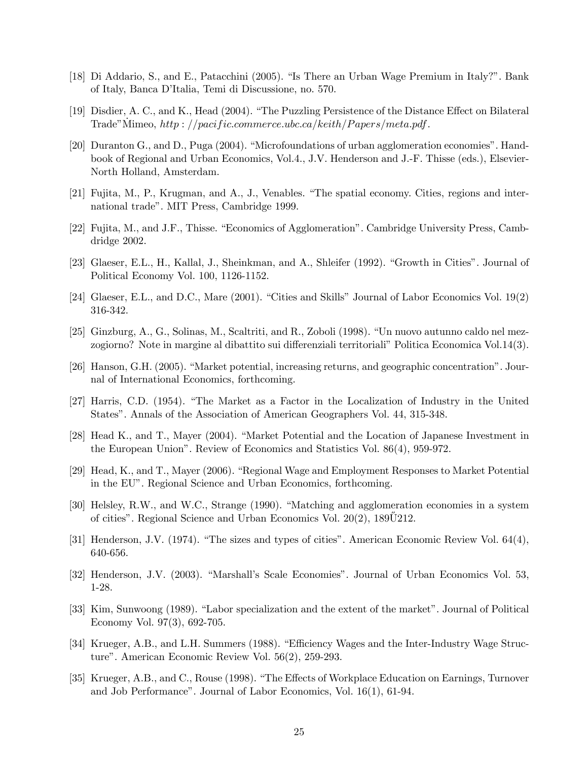[18] Di Addario, S., and E., Patacchini (2005). "Is There an Urban Wage Premium in Italy?". Bank of Italy, Banca D'Italia, Temi di Discussione, no. 570.

[19] Disdier, A. C., and K., Head (2004). "The Puzzling Persistence of the Distance Effect on Bilateral Trade"Mimeo, *http : //pacific.commerce.ubc.ca/keith/Papers/meta.pdf*.

[20] Duranton G., and D., Puga (2004). "Microfoundations of urban agglomeration economies". Handbook of Regional and Urban Economics, Vol.4., J.V. Henderson and J.-F. Thisse (eds.), Elsevier-North Holland, Amsterdam.

[21] Fujita, M., P., Krugman, and A., J., Venables. "The spatial economy. Cities, regions and international trade". MIT Press, Cambridge 1999.

[22] Fujita, M., and J.F., Thisse. "Economics of Agglomeration". Cambridge University Press, Cambdridge 2002.

[23] Glaeser, E.L., H., Kallal, J., Sheinkman, and A., Shleifer (1992). "Growth in Cities". Journal of Political Economy Vol. 100, 1126-1152.

[24] Glaeser, E.L., and D.C., Mare (2001). "Cities and Skills" Journal of Labor Economics Vol. 19(2) 316-342.

[25] Ginzburg, A., G., Solinas, M., Scaltriti, and R., Zoboli (1998). "Un nuovo autunno caldo nel mezzogiorno? Note in margine al dibattito sui differenziali territoriali" Politica Economica Vol.14(3).

[26] Hanson, G.H. (2005). "Market potential, increasing returns, and geographic concentration". Journal of International Economics, forthcoming.

[27] Harris, C.D. (1954). "The Market as a Factor in the Localization of Industry in the United States". Annals of the Association of American Geographers Vol. 44, 315-348.

[28] Head K., and T., Mayer (2004). "Market Potential and the Location of Japanese Investment in the European Union". Review of Economics and Statistics Vol. 86(4), 959-972.

[29] Head, K., and T., Mayer (2006). "Regional Wage and Employment Responses to Market Potential in the EU". Regional Science and Urban Economics, forthcoming.

[30] Helsley, R.W., and W.C., Strange (1990). "Matching and agglomeration economies in a system of cities". Regional Science and Urban Economics Vol. 20(2), 189Ű212.

[31] Henderson, J.V. (1974). "The sizes and types of cities". American Economic Review Vol. 64(4), 640-656.

[32] Henderson, J.V. (2003). "Marshall's Scale Economies". Journal of Urban Economics Vol. 53, 1-28.

[33] Kim, Sunwoong (1989). "Labor specialization and the extent of the market". Journal of Political Economy Vol. 97(3), 692-705.

[34] Krueger, A.B., and L.H. Summers (1988). "Efficiency Wages and the Inter-Industry Wage Structure". American Economic Review Vol. 56(2), 259-293.

[35] Krueger, A.B., and C., Rouse (1998). "The Effects of Workplace Education on Earnings, Turnover and Job Performance". Journal of Labor Economics, Vol. 16(1), 61-94.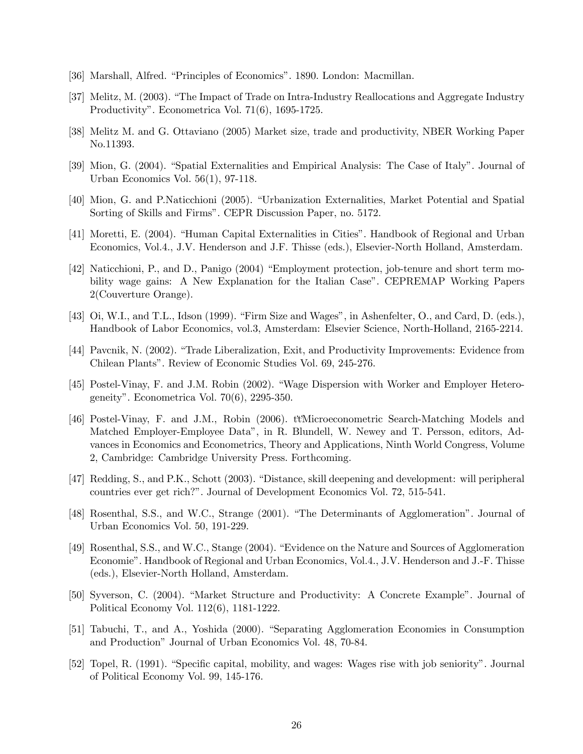[36] Marshall, Alfred. "Principles of Economics". 1890. London: Macmillan.

[37] Melitz, M. (2003). "The Impact of Trade on Intra-Industry Reallocations and Aggregate Industry Productivity". Econometrica Vol. 71(6), 1695-1725.

[38] Melitz M. and G. Ottaviano (2005) Market size, trade and productivity, NBER Working Paper No.11393.

[39] Mion, G. (2004). "Spatial Externalities and Empirical Analysis: The Case of Italy". Journal of Urban Economics Vol. 56(1), 97-118.

[40] Mion, G. and P.Naticchioni (2005). "Urbanization Externalities, Market Potential and Spatial Sorting of Skills and Firms". CEPR Discussion Paper, no. 5172.

[41] Moretti, E. (2004). "Human Capital Externalities in Cities". Handbook of Regional and Urban Economics, Vol.4., J.V. Henderson and J.F. Thisse (eds.), Elsevier-North Holland, Amsterdam.

[42] Naticchioni, P., and D., Panigo (2004) "Employment protection, job-tenure and short term mobility wage gains: A New Explanation for the Italian Case". CEPREMAP Working Papers 2(Couverture Orange).

[43] Oi, W.I., and T.L., Idson (1999). "Firm Size and Wages", in Ashenfelter, O., and Card, D. (eds.), Handbook of Labor Economics, vol.3, Amsterdam: Elsevier Science, North-Holland, 2165-2214.

[44] Pavcnik, N. (2002). "Trade Liberalization, Exit, and Productivity Improvements: Evidence from Chilean Plants". Review of Economic Studies Vol. 69, 245-276.

[45] Postel-Vinay, F. and J.M. Robin (2002). "Wage Dispersion with Worker and Employer Heterogeneity". Econometrica Vol. 70(6), 2295-350.

[46] Postel-Vinay, F. and J.M., Robin (2006). t'tMicroeconometric Search-Matching Models and Matched Employer-Employee Data", in R. Blundell, W. Newey and T. Persson, editors, Advances in Economics and Econometrics, Theory and Applications, Ninth World Congress, Volume 2, Cambridge: Cambridge University Press. Forthcoming.

[47] Redding, S., and P.K., Schott (2003). "Distance, skill deepening and development: will peripheral countries ever get rich?". Journal of Development Economics Vol. 72, 515-541.

[48] Rosenthal, S.S., and W.C., Strange (2001). "The Determinants of Agglomeration". Journal of Urban Economics Vol. 50, 191-229.

[49] Rosenthal, S.S., and W.C., Stange (2004). "Evidence on the Nature and Sources of Agglomeration Economie". Handbook of Regional and Urban Economics, Vol.4., J.V. Henderson and J.-F. Thisse (eds.), Elsevier-North Holland, Amsterdam.

[50] Syverson, C. (2004). "Market Structure and Productivity: A Concrete Example". Journal of Political Economy Vol. 112(6), 1181-1222.

[51] Tabuchi, T., and A., Yoshida (2000). "Separating Agglomeration Economies in Consumption and Production" Journal of Urban Economics Vol. 48, 70-84.

[52] Topel, R. (1991). "Specific capital, mobility, and wages: Wages rise with job seniority". Journal of Political Economy Vol. 99, 145-176.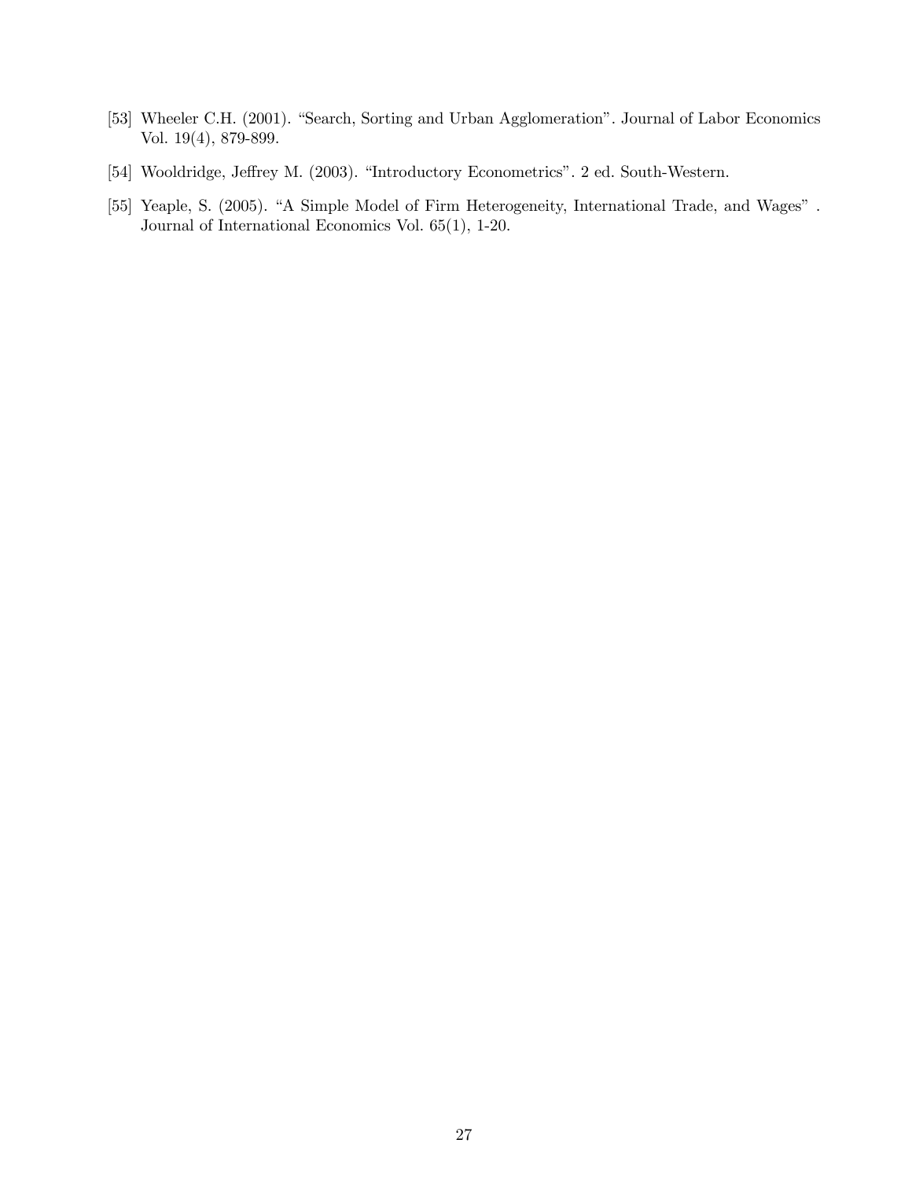[53] Wheeler C.H. (2001). "Search, Sorting and Urban Agglomeration". Journal of Labor Economics Vol. 19(4), 879-899.

[54] Wooldridge, Jeffrey M. (2003). "Introductory Econometrics". 2 ed. South-Western.

[55] Yeaple, S. (2005). "A Simple Model of Firm Heterogeneity, International Trade, and Wages" . Journal of International Economics Vol. 65(1), 1-20.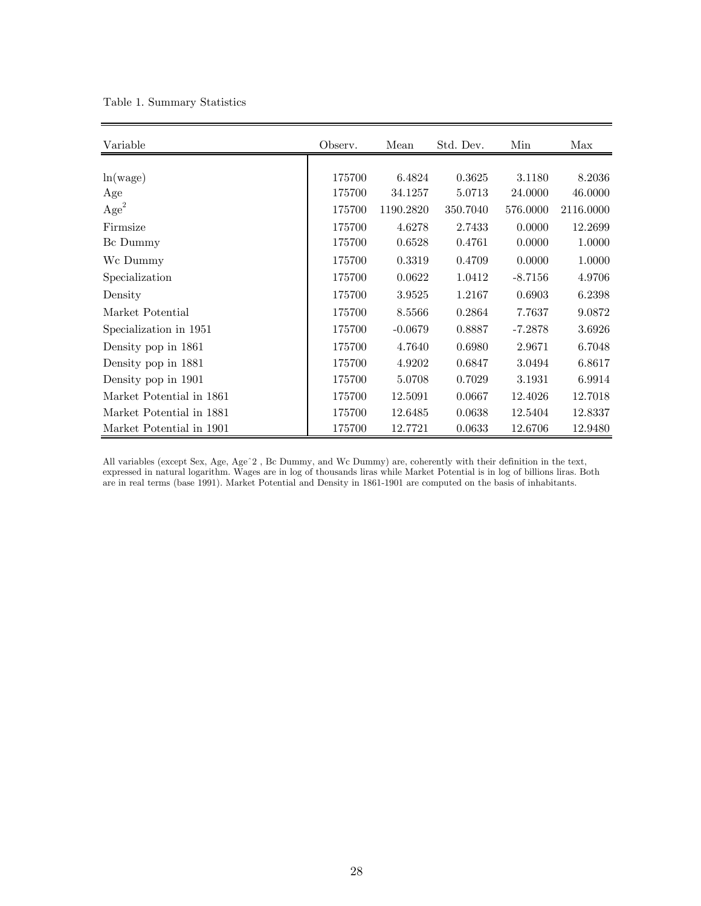Table 1. Summary Statistics

| Variable | Observ. | Mean | Std. Dev. | Min | Max |
|---|---|---|---|---|---|
| ln(wage) | 175700 | 6.4824 | 0.3625 | 3.1180 | 8.2036 |
| Age | 175700 | 34.1257 | 5.0713 | 24.0000 | 46.0000 |
| $Age^2$ | 175700 | 1190.2820 | 350.7040 | 576.0000 | 2116.0000 |
| Firmsize | 175700 | 4.6278 | 2.7433 | 0.0000 | 12.2699 |
| Bc Dummy | 175700 | 0.6528 | 0.4761 | 0.0000 | 1.0000 |
| Wc Dummy | 175700 | 0.3319 | 0.4709 | 0.0000 | 1.0000 |
| Specialization | 175700 | 0.0622 | 1.0412 | -8.7156 | 4.9706 |
| Density | 175700 | 3.9525 | 1.2167 | 0.6903 | 6.2398 |
| Market Potential | 175700 | 8.5566 | 0.2864 | 7.7637 | 9.0872 |
| Specialization in 1951 | 175700 | -0.0679 | 0.8887 | -7.2878 | 3.6926 |
| Density pop in 1861 | 175700 | 4.7640 | 0.6980 | 2.9671 | 6.7048 |
| Density pop in 1881 | 175700 | 4.9202 | 0.6847 | 3.0494 | 6.8617 |
| Density pop in 1901 | 175700 | 5.0708 | 0.7029 | 3.1931 | 6.9914 |
| Market Potential in 1861 | 175700 | 12.5091 | 0.0667 | 12.4026 | 12.7018 |
| Market Potential in 1881 | 175700 | 12.6485 | 0.0638 | 12.5404 | 12.8337 |
| Market Potential in 1901 | 175700 | 12.7721 | 0.0633 | 12.6706 | 12.9480 |

All variables (except Sex, Age, Ageˆ2 , Bc Dummy, and Wc Dummy) are, coherently with their definition in the text, expressed in natural logarithm. Wages are in log of thousands liras while Market Potential is in log of billions liras. Both are in real terms (base 1991). Market Potential and Density in 1861-1901 are computed on the basis of inhabitants.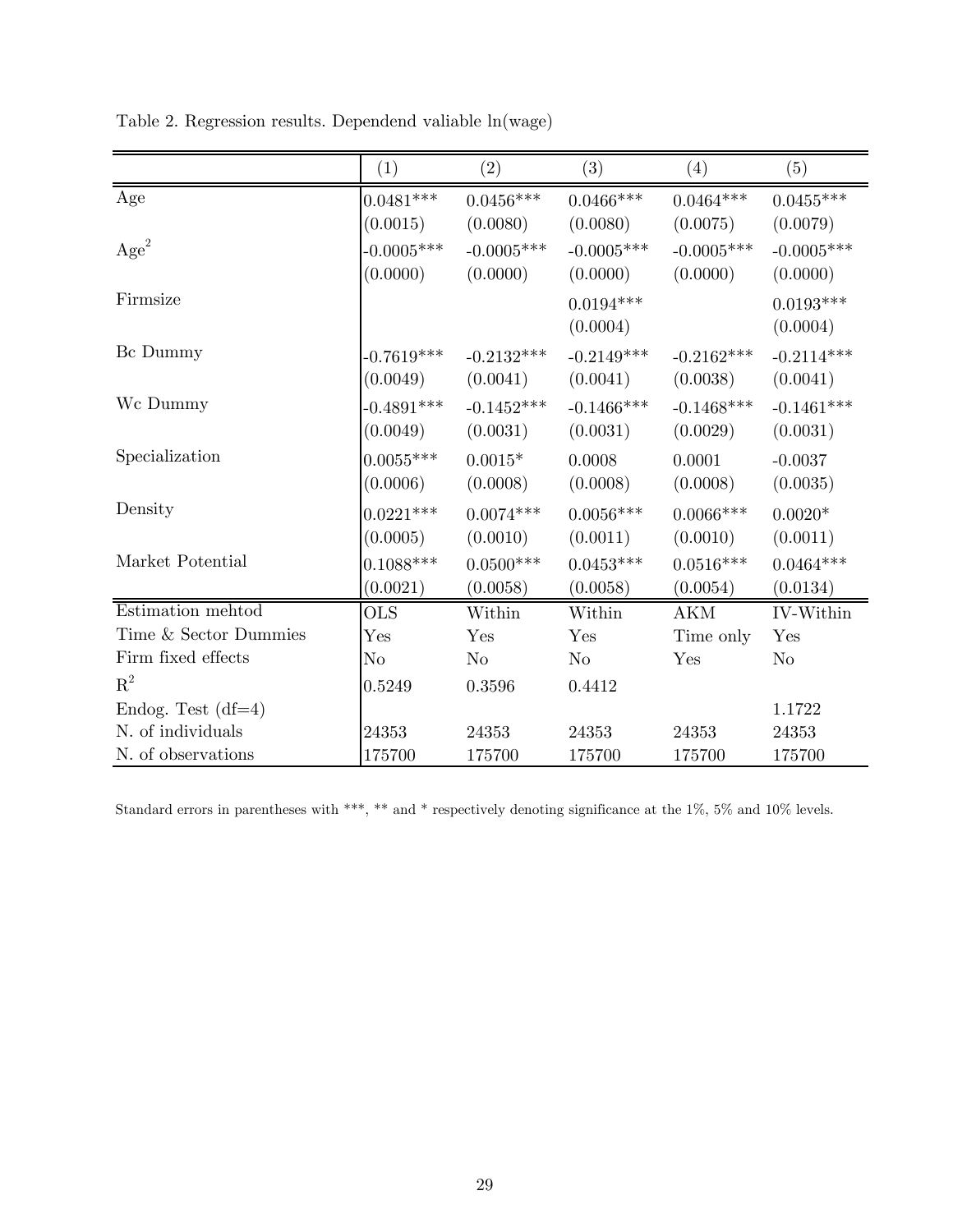Table 2. Regression results. Dependend valiable ln(wage)

| | (1) | (2) | (3) | (4) | (5) |
|---|---|---|---|---|---|
| Age | 0.0481*** | 0.0456*** | 0.0466*** | 0.0464*** | 0.0455*** |
| | (0.0015) | (0.0080) | (0.0080) | (0.0075) | (0.0079) |
| $Age^2$ | -0.0005*** | -0.0005*** | -0.0005*** | -0.0005*** | -0.0005*** |
| | (0.0000) | (0.0000) | (0.0000) | (0.0000) | (0.0000) |
| Firmsize | | | 0.0194*** | | 0.0193*** |
| | | | (0.0004) | | (0.0004) |
| Bc Dummy | -0.7619*** | -0.2132*** | -0.2149*** | -0.2162*** | -0.2114*** |
| | (0.0049) | (0.0041) | (0.0041) | (0.0038) | (0.0041) |
| Wc Dummy | -0.4891*** | -0.1452*** | -0.1466*** | -0.1468*** | -0.1461*** |
| | (0.0049) | (0.0031) | (0.0031) | (0.0029) | (0.0031) |
| Specialization | 0.0055*** | 0.0015* | 0.0008 | 0.0001 | -0.0037 |
| | (0.0006) | (0.0008) | (0.0008) | (0.0008) | (0.0035) |
| Density | 0.0221*** | 0.0074*** | 0.0056*** | 0.0066*** | 0.0020* |
| | (0.0005) | (0.0010) | (0.0011) | (0.0010) | (0.0011) |
| Market Potential | 0.1088*** | 0.0500*** | 0.0453*** | 0.0516*** | 0.0464*** |
| | (0.0021) | (0.0058) | (0.0058) | (0.0054) | (0.0134) |
| Estimation mehtod | OLS | Within | Within | AKM | IV-Within |
| Time & Sector Dummies | Yes | Yes | Yes | Time only | Yes |
| Firm fixed effects | No | No | No | Yes | No |
| $R^2$ | 0.5249 | 0.3596 | 0.4412 | | |
| Endog. Test (df=4) | | | | | 1.1722 |
| N. of individuals | 24353 | 24353 | 24353 | 24353 | 24353 |
| N. of observations | 175700 | 175700 | 175700 | 175700 | 175700 |

Standard errors in parentheses with ***, ** and * respectively denoting significance at the 1%, 5% and 10% levels.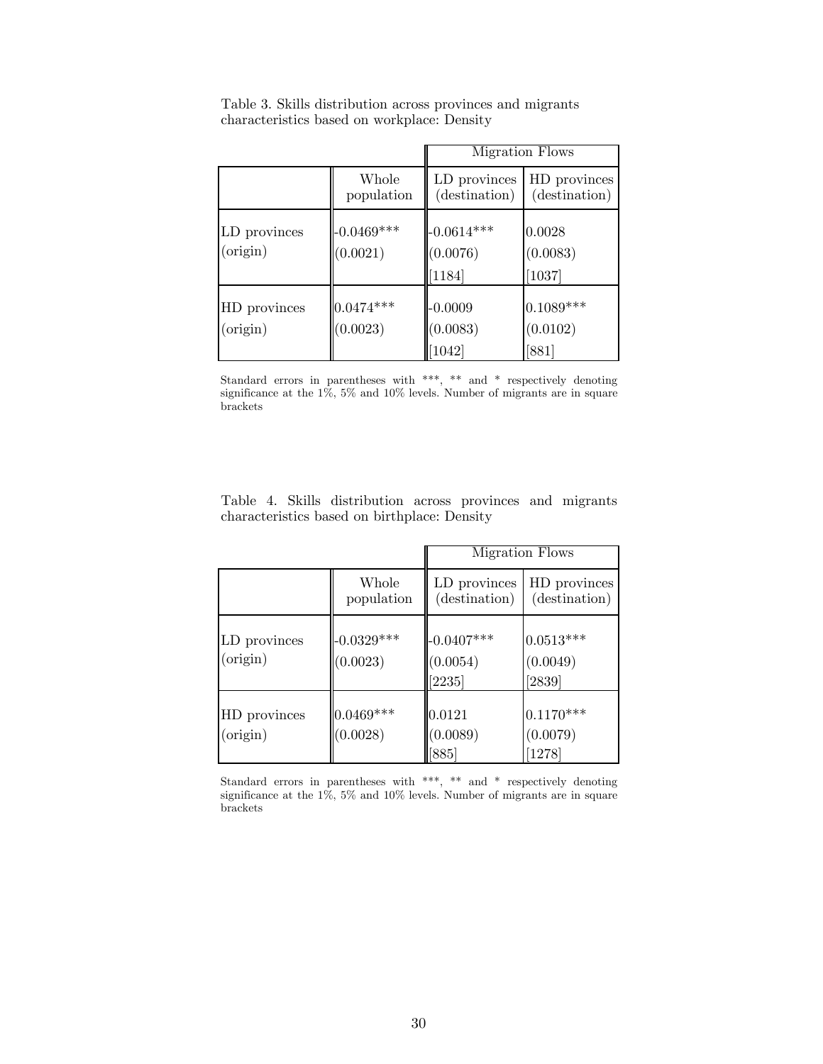Table 3. Skills distribution across provinces and migrants characteristics based on workplace: Density

| | | Migration Flows | |
|---|---|---|---|
| | Whole population | LD provinces (destination) | HD provinces (destination) |
| LD provinces (origin) | -0.0469*** (0.0021) | -0.0614*** (0.0076) [1184] | 0.0028 (0.0083) [1037] |
| HD provinces (origin) | 0.0474*** (0.0023) | -0.0009 (0.0083) [1042] | 0.1089*** (0.0102) [881] |

Standard errors in parentheses with ***, ** and * respectively denoting significance at the 1%, 5% and 10% levels. Number of migrants are in square brackets

Table 4. Skills distribution across provinces and migrants characteristics based on birthplace: Density

| | | Migration Flows | |
|---|---|---|---|
| | Whole population | LD provinces (destination) | HD provinces (destination) |
| LD provinces (origin) | -0.0329*** (0.0023) | -0.0407*** (0.0054) [2235] | 0.0513*** (0.0049) [2839] |
| HD provinces (origin) | 0.0469*** (0.0028) | 0.0121 (0.0089) [885] | 0.1170*** (0.0079) [1278] |

Standard errors in parentheses with ***, ** and * respectively denoting significance at the 1%, 5% and 10% levels. Number of migrants are in square brackets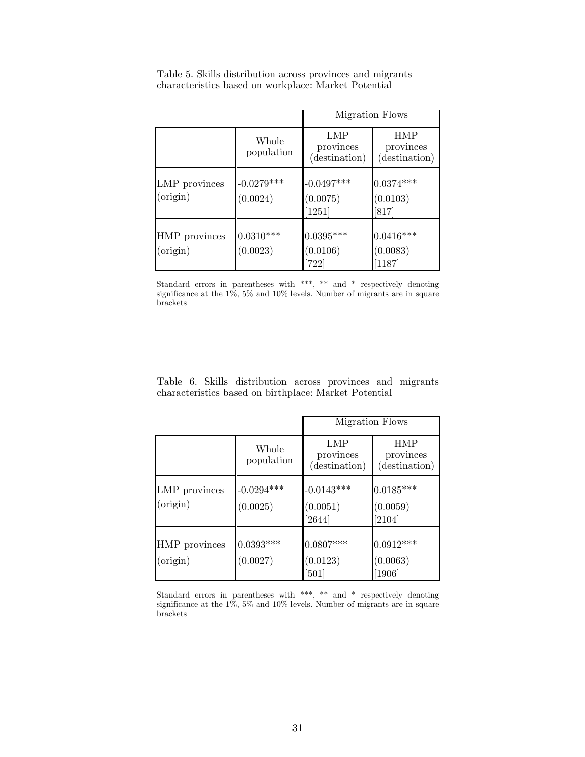Table 5. Skills distribution across provinces and migrants characteristics based on workplace: Market Potential

| | | Migration Flows | |
|---|---|---|---|
| | Whole population | LMP provinces (destination) | HMP provinces (destination) |
| LMP provinces (origin) | -0.0279*** (0.0024) | -0.0497*** (0.0075) [1251] | 0.0374*** (0.0103) [817] |
| HMP provinces (origin) | 0.0310*** (0.0023) | 0.0395*** (0.0106) [722] | 0.0416*** (0.0083) [1187] |

Standard errors in parentheses with ***, ** and * respectively denoting significance at the 1%, 5% and 10% levels. Number of migrants are in square brackets

Table 6. Skills distribution across provinces and migrants characteristics based on birthplace: Market Potential

| | | Migration Flows | |
|---|---|---|---|
| | Whole population | LMP provinces (destination) | HMP provinces (destination) |
| LMP provinces (origin) | -0.0294*** (0.0025) | -0.0143*** (0.0051) [2644] | 0.0185*** (0.0059) [2104] |
| HMP provinces (origin) | 0.0393*** (0.0027) | 0.0807*** (0.0123) [501] | 0.0912*** (0.0063) [1906] |

Standard errors in parentheses with ***, ** and * respectively denoting significance at the 1%, 5% and 10% levels. Number of migrants are in square brackets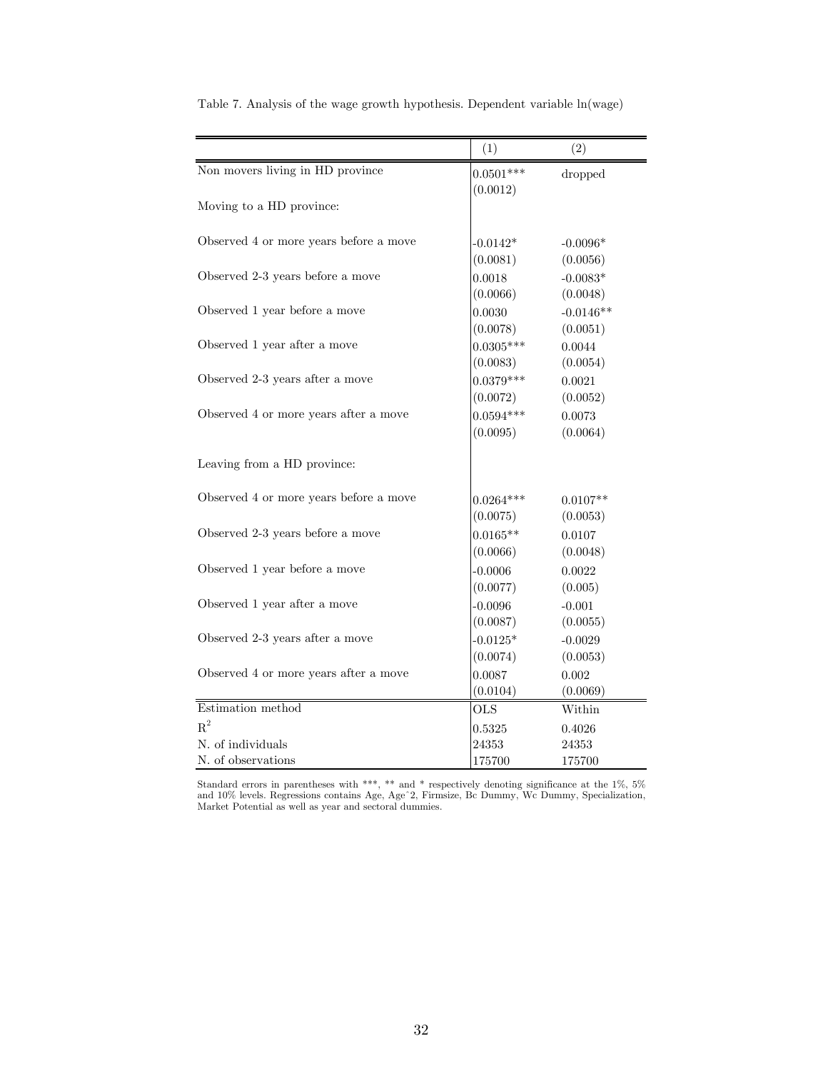Table 7. Analysis of the wage growth hypothesis. Dependent variable ln(wage)

| | (1) | (2) |
|---|---|---|
| Non movers living in HD province | 0.0501*** | dropped |
| | (0.0012) | |
| Moving to a HD province: | | |
| Observed 4 or more years before a move | -0.0142* | -0.0096* |
| | (0.0081) | (0.0056) |
| Observed 2-3 years before a move | 0.0018 | -0.0083* |
| | (0.0066) | (0.0048) |
| Observed 1 year before a move | 0.0030 | -0.0146** |
| | (0.0078) | (0.0051) |
| Observed 1 year after a move | 0.0305*** | 0.0044 |
| | (0.0083) | (0.0054) |
| Observed 2-3 years after a move | 0.0379*** | 0.0021 |
| | (0.0072) | (0.0052) |
| Observed 4 or more years after a move | 0.0594*** | 0.0073 |
| | (0.0095) | (0.0064) |
| Leaving from a HD province: | | |
| Observed 4 or more years before a move | 0.0264*** | 0.0107** |
| | (0.0075) | (0.0053) |
| Observed 2-3 years before a move | 0.0165** | 0.0107 |
| | (0.0066) | (0.0048) |
| Observed 1 year before a move | -0.0006 | 0.0022 |
| | (0.0077) | (0.005) |
| Observed 1 year after a move | -0.0096 | -0.001 |
| | (0.0087) | (0.0055) |
| Observed 2-3 years after a move | -0.0125* | -0.0029 |
| | (0.0074) | (0.0053) |
| Observed 4 or more years after a move | 0.0087 | 0.002 |
| | (0.0104) | (0.0069) |
| Estimation method | OLS | Within |
| $R^2$ | 0.5325 | 0.4026 |
| N. of individuals | 24353 | 24353 |
| N. of observations | 175700 | 175700 |

Standard errors in parentheses with ***, ** and * respectively denoting significance at the 1%, 5% and 10% levels. Regressions contains Age, Age^2, Firmsize, Bc Dummy, Wc Dummy, Specialization, Market Potential as well as year and sectoral dummies.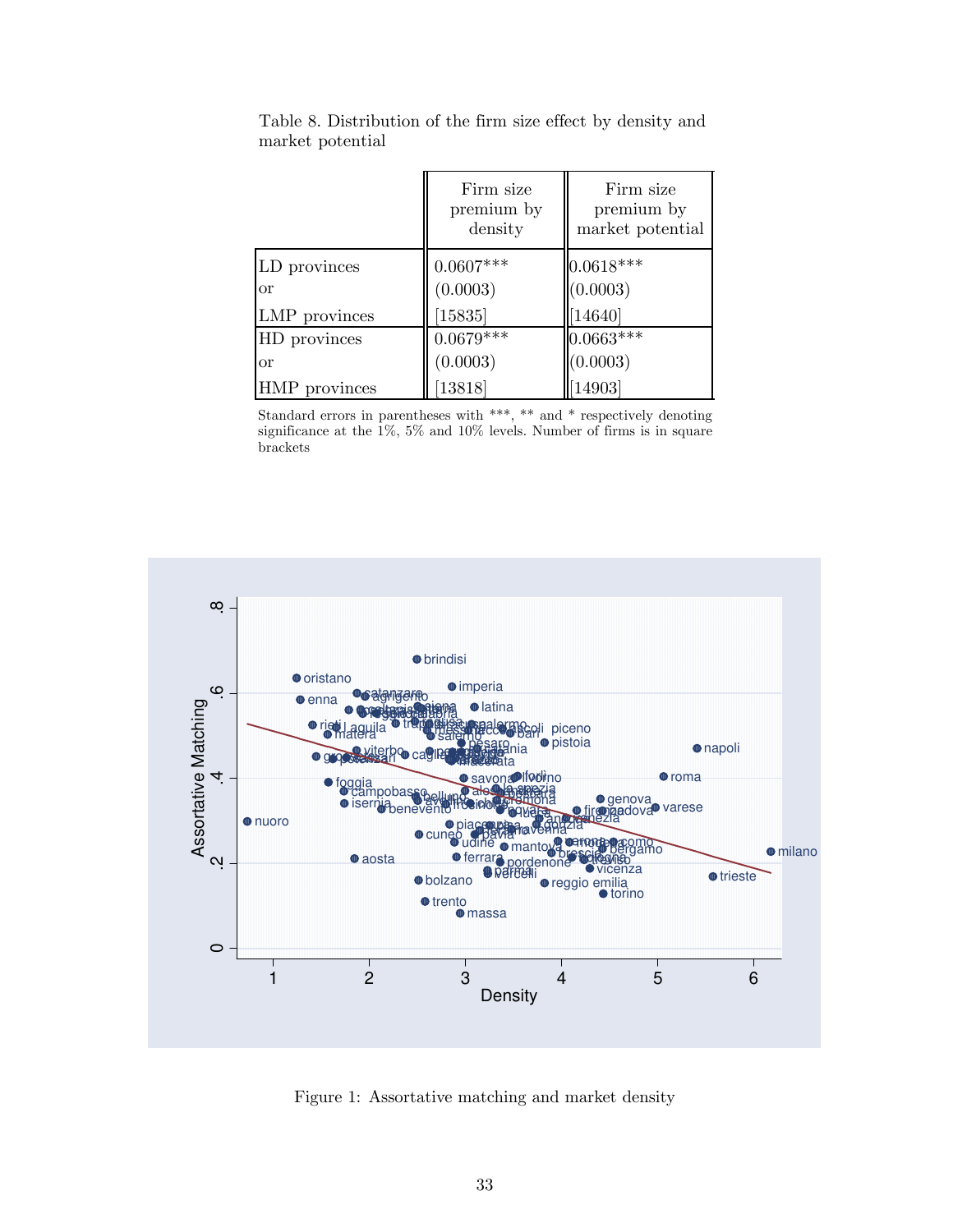Table 8. Distribution of the firm size effect by density and market potential

| | Firm size premium by density | Firm size premium by market potential |
|---|---|---|
| LD provinces or LMP provinces | 0.0607*** (0.0003) [15835] | 0.0618*** (0.0003) [14640] |
| HD provinces or HMP provinces | 0.0679*** (0.0003) [13818] | 0.0663*** (0.0003) [14903] |

Standard errors in parentheses with ***, ** and * respectively denoting significance at the 1%, 5% and 10% levels. Number of firms is in square brackets

Assortative Matching

0
.2
.4
.6
.8

Density

1
2
3
4
5
6

oristano
enna
catanzaro
agrigento
rieti
l aquila
matera
brindisi
imperia
latina
salerno
piceno
pistoia
pesaro
napoli
roma
viterbo
potenza
cagliari
foggia
campobasso
isernia
benevento
belluno
savona
forlì
livorno
la spezia
genova
varese
padova
firenze
venezia
nuoro
cuneo
udine
piacenza
pavia
ravenna
mantova
ferrara
pordenone
parma
vercelli
aosta
bolzano
trento
massa
reggio emilia
torino
vicenza
como
bergamo
brescia
treviso
milano
trieste

Figure 1: Assortative matching and market density